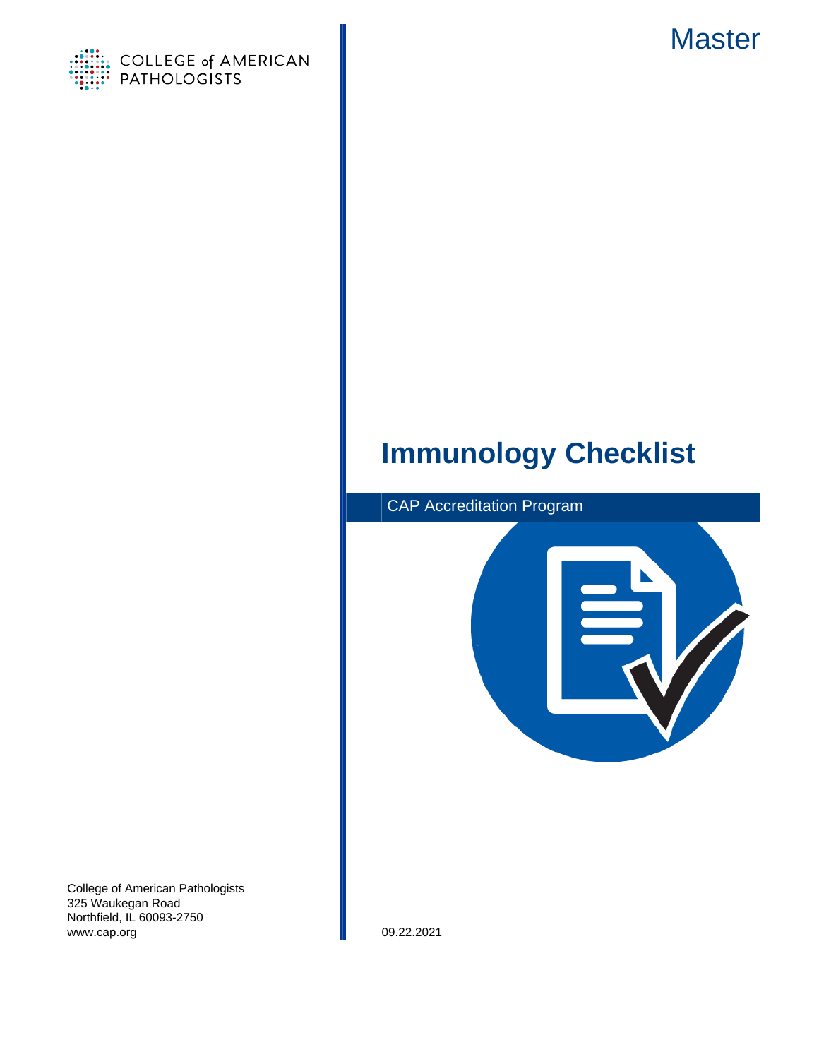COLLEGE of AMERICAN PATHOLOGISTS

Master

# Immunology Checklist

CAP Accreditation Program

College of American Pathologists
325 Waukegan Road
Northfield, IL 60093-2750
www.cap.org

09.22.2021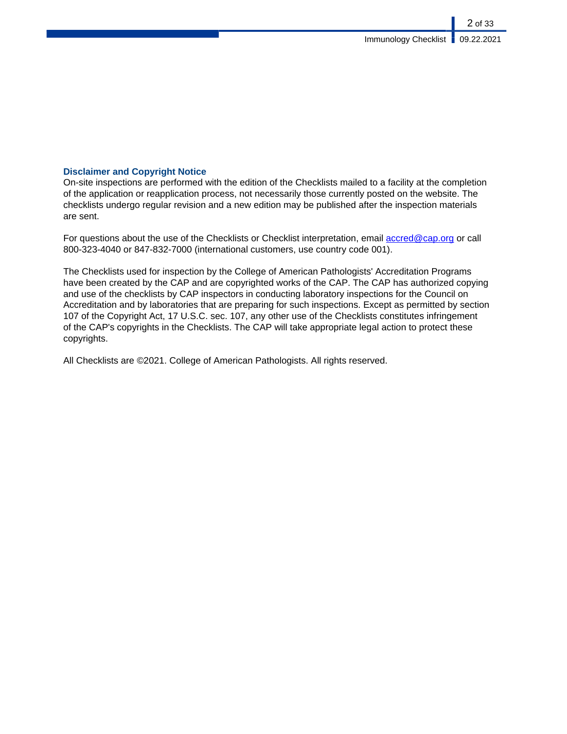## Disclaimer and Copyright Notice

On-site inspections are performed with the edition of the Checklists mailed to a facility at the completion of the application or reapplication process, not necessarily those currently posted on the website. The checklists undergo regular revision and a new edition may be published after the inspection materials are sent.

For questions about the use of the Checklists or Checklist interpretation, email [accred@cap.org](mailto:accred@cap.org) or call 800-323-4040 or 847-832-7000 (international customers, use country code 001).

The Checklists used for inspection by the College of American Pathologists' Accreditation Programs have been created by the CAP and are copyrighted works of the CAP. The CAP has authorized copying and use of the checklists by CAP inspectors in conducting laboratory inspections for the Council on Accreditation and by laboratories that are preparing for such inspections. Except as permitted by section 107 of the Copyright Act, 17 U.S.C. sec. 107, any other use of the Checklists constitutes infringement of the CAP's copyrights in the Checklists. The CAP will take appropriate legal action to protect these copyrights.

All Checklists are ©2021. College of American Pathologists. All rights reserved.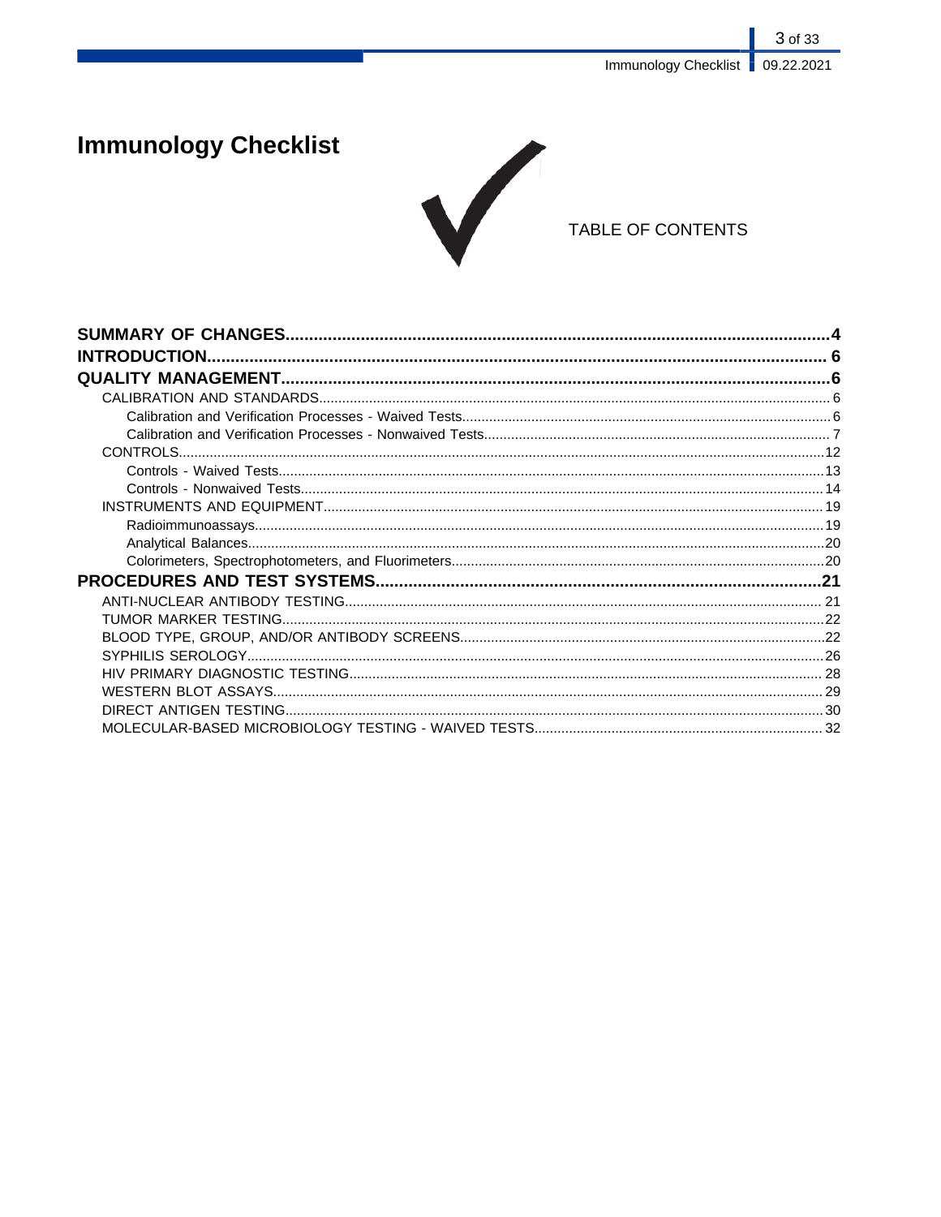# Immunology Checklist

TABLE OF CONTENTS

**SUMMARY OF CHANGES....................................................................................................4**

**INTRODUCTION.................................................................................................................. 6**

**QUALITY MANAGEMENT....................................................................................................6**

- CALIBRATION AND STANDARDS.................................................................................. 6
  - Calibration and Verification Processes - Waived Tests.............................................. 6
  - Calibration and Verification Processes - Nonwaived Tests......................................... 7
- CONTROLS......................................................................................................................12
  - Controls - Waived Tests.............................................................................................13
  - Controls - Nonwaived Tests.......................................................................................14
- INSTRUMENTS AND EQUIPMENT.................................................................................19
  - Radioimmunoassays..................................................................................................19
  - Analytical Balances....................................................................................................20
  - Colorimeters, Spectrophotometers, and Fluorimeters................................................20

**PROCEDURES AND TEST SYSTEMS..............................................................................21**

- ANTI-NUCLEAR ANTIBODY TESTING.......................................................................... 21
- TUMOR MARKER TESTING............................................................................................22
- BLOOD TYPE, GROUP, AND/OR ANTIBODY SCREENS..............................................22
- SYPHILIS SEROLOGY.....................................................................................................26
- HIV PRIMARY DIAGNOSTIC TESTING.......................................................................... 28
- WESTERN BLOT ASSAYS..............................................................................................29
- DIRECT ANTIGEN TESTING...........................................................................................30
- MOLECULAR-BASED MICROBIOLOGY TESTING - WAIVED TESTS.......................... 32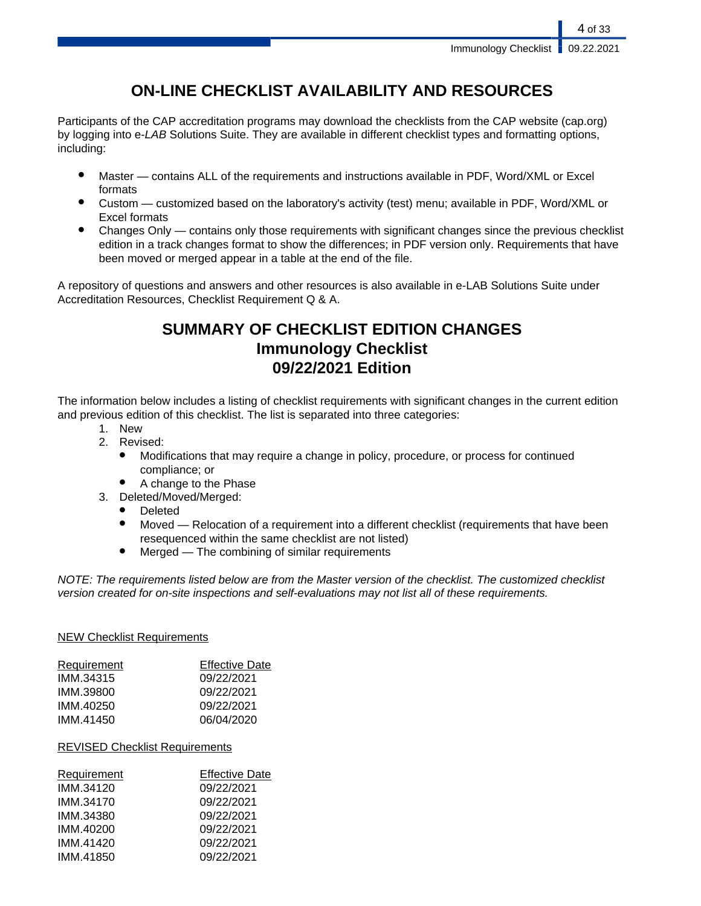# ON-LINE CHECKLIST AVAILABILITY AND RESOURCES

Participants of the CAP accreditation programs may download the checklists from the CAP website (cap.org) by logging into e-*LAB* Solutions Suite. They are available in different checklist types and formatting options, including:

- Master — contains ALL of the requirements and instructions available in PDF, Word/XML or Excel formats
- Custom — customized based on the laboratory's activity (test) menu; available in PDF, Word/XML or Excel formats
- Changes Only — contains only those requirements with significant changes since the previous checklist edition in a track changes format to show the differences; in PDF version only. Requirements that have been moved or merged appear in a table at the end of the file.

A repository of questions and answers and other resources is also available in e-LAB Solutions Suite under Accreditation Resources, Checklist Requirement Q & A.

# SUMMARY OF CHECKLIST EDITION CHANGES
## Immunology Checklist
## 09/22/2021 Edition

The information below includes a listing of checklist requirements with significant changes in the current edition and previous edition of this checklist. The list is separated into three categories:

1. New
2. Revised:
   - Modifications that may require a change in policy, procedure, or process for continued compliance; or
   - A change to the Phase
3. Deleted/Moved/Merged:
   - Deleted
   - Moved — Relocation of a requirement into a different checklist (requirements that have been resequenced within the same checklist are not listed)
   - Merged — The combining of similar requirements

*NOTE: The requirements listed below are from the Master version of the checklist. The customized checklist version created for on-site inspections and self-evaluations may not list all of these requirements.*

<u>NEW Checklist Requirements</u>

| Requirement | Effective Date |
|---|---|
| IMM.34315 | 09/22/2021 |
| IMM.39800 | 09/22/2021 |
| IMM.40250 | 09/22/2021 |
| IMM.41450 | 06/04/2020 |

<u>REVISED Checklist Requirements</u>

| Requirement | Effective Date |
|---|---|
| IMM.34120 | 09/22/2021 |
| IMM.34170 | 09/22/2021 |
| IMM.34380 | 09/22/2021 |
| IMM.40200 | 09/22/2021 |
| IMM.41420 | 09/22/2021 |
| IMM.41850 | 09/22/2021 |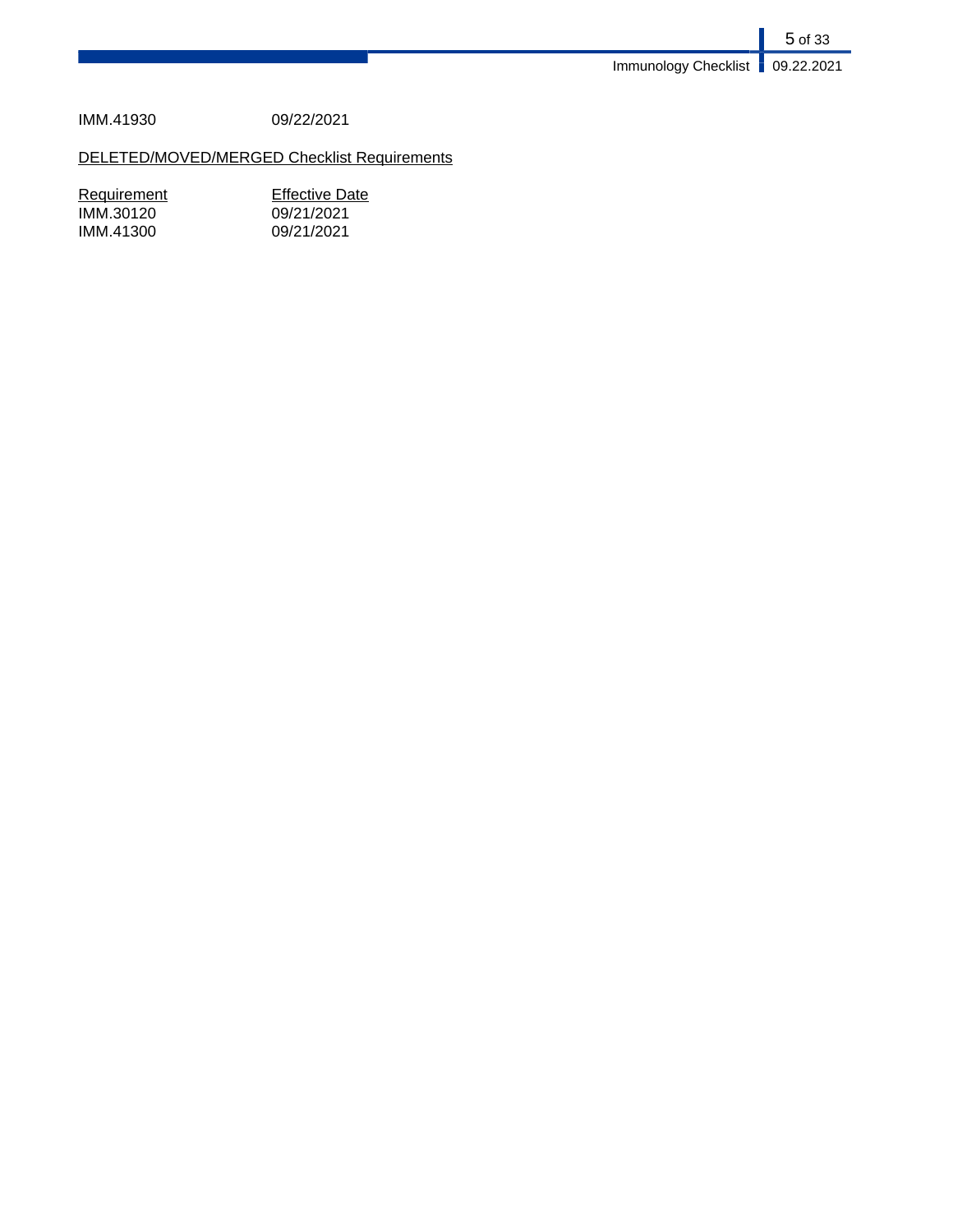IMM.41930 09/22/2021

DELETED/MOVED/MERGED Checklist Requirements

| Requirement | Effective Date |
|---|---|
| IMM.30120 | 09/21/2021 |
| IMM.41300 | 09/21/2021 |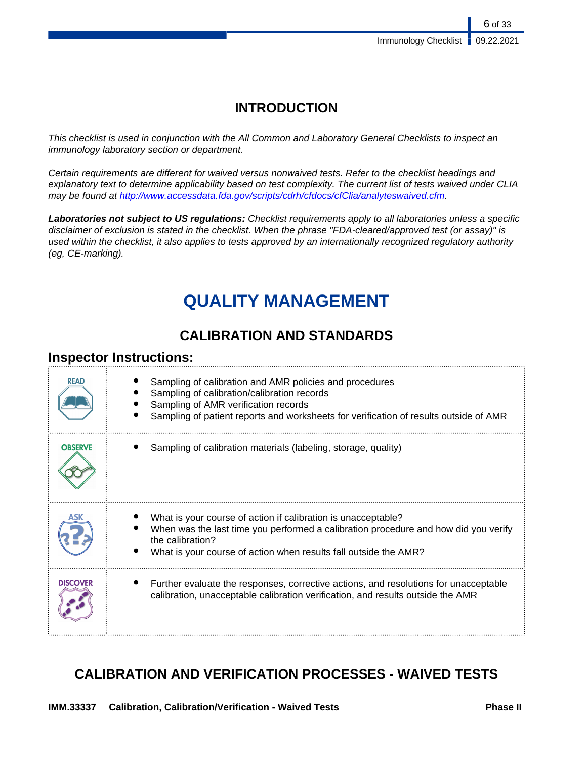# INTRODUCTION

*This checklist is used in conjunction with the All Common and Laboratory General Checklists to inspect an immunology laboratory section or department.*

*Certain requirements are different for waived versus nonwaived tests. Refer to the checklist headings and explanatory text to determine applicability based on test complexity. The current list of tests waived under CLIA may be found at [http://www.accessdata.fda.gov/scripts/cdrh/cfdocs/cfClia/analyteswaived.cfm](http://www.accessdata.fda.gov/scripts/cdrh/cfdocs/cfClia/analyteswaived.cfm).*

***Laboratories not subject to US regulations:*** *Checklist requirements apply to all laboratories unless a specific disclaimer of exclusion is stated in the checklist. When the phrase "FDA-cleared/approved test (or assay)" is used within the checklist, it also applies to tests approved by an internationally recognized regulatory authority (eg, CE-marking).*

# QUALITY MANAGEMENT

## CALIBRATION AND STANDARDS

### Inspector Instructions:

| | |
|---|---|
| READ | • Sampling of calibration and AMR policies and procedures<br>• Sampling of calibration/calibration records<br>• Sampling of AMR verification records<br>• Sampling of patient reports and worksheets for verification of results outside of AMR |
| OBSERVE | • Sampling of calibration materials (labeling, storage, quality) |
| ASK | • What is your course of action if calibration is unacceptable?<br>• When was the last time you performed a calibration procedure and how did you verify the calibration?<br>• What is your course of action when results fall outside the AMR? |
| DISCOVER | • Further evaluate the responses, corrective actions, and resolutions for unacceptable calibration, unacceptable calibration verification, and results outside the AMR |

## CALIBRATION AND VERIFICATION PROCESSES - WAIVED TESTS

**IMM.33337 Calibration, Calibration/Verification - Waived Tests** **Phase II**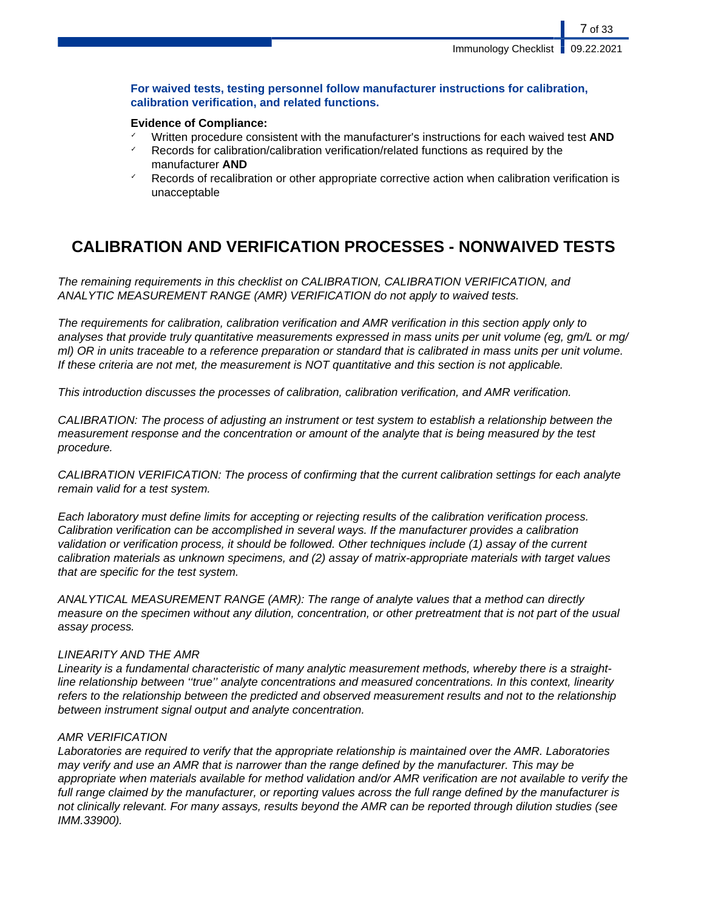**For waived tests, testing personnel follow manufacturer instructions for calibration, calibration verification, and related functions.**

**Evidence of Compliance:**

- Written procedure consistent with the manufacturer's instructions for each waived test **AND**
- Records for calibration/calibration verification/related functions as required by the manufacturer **AND**
- Records of recalibration or other appropriate corrective action when calibration verification is unacceptable

# CALIBRATION AND VERIFICATION PROCESSES - NONWAIVED TESTS

*The remaining requirements in this checklist on CALIBRATION, CALIBRATION VERIFICATION, and ANALYTIC MEASUREMENT RANGE (AMR) VERIFICATION do not apply to waived tests.*

*The requirements for calibration, calibration verification and AMR verification in this section apply only to analyses that provide truly quantitative measurements expressed in mass units per unit volume (eg, gm/L or mg/ml) OR in units traceable to a reference preparation or standard that is calibrated in mass units per unit volume. If these criteria are not met, the measurement is NOT quantitative and this section is not applicable.*

*This introduction discusses the processes of calibration, calibration verification, and AMR verification.*

*CALIBRATION: The process of adjusting an instrument or test system to establish a relationship between the measurement response and the concentration or amount of the analyte that is being measured by the test procedure.*

*CALIBRATION VERIFICATION: The process of confirming that the current calibration settings for each analyte remain valid for a test system.*

*Each laboratory must define limits for accepting or rejecting results of the calibration verification process. Calibration verification can be accomplished in several ways. If the manufacturer provides a calibration validation or verification process, it should be followed. Other techniques include (1) assay of the current calibration materials as unknown specimens, and (2) assay of matrix-appropriate materials with target values that are specific for the test system.*

*ANALYTICAL MEASUREMENT RANGE (AMR): The range of analyte values that a method can directly measure on the specimen without any dilution, concentration, or other pretreatment that is not part of the usual assay process.*

*LINEARITY AND THE AMR*
*Linearity is a fundamental characteristic of many analytic measurement methods, whereby there is a straight-line relationship between ''true'' analyte concentrations and measured concentrations. In this context, linearity refers to the relationship between the predicted and observed measurement results and not to the relationship between instrument signal output and analyte concentration.*

*AMR VERIFICATION*
*Laboratories are required to verify that the appropriate relationship is maintained over the AMR. Laboratories may verify and use an AMR that is narrower than the range defined by the manufacturer. This may be appropriate when materials available for method validation and/or AMR verification are not available to verify the full range claimed by the manufacturer, or reporting values across the full range defined by the manufacturer is not clinically relevant. For many assays, results beyond the AMR can be reported through dilution studies (see IMM.33900).*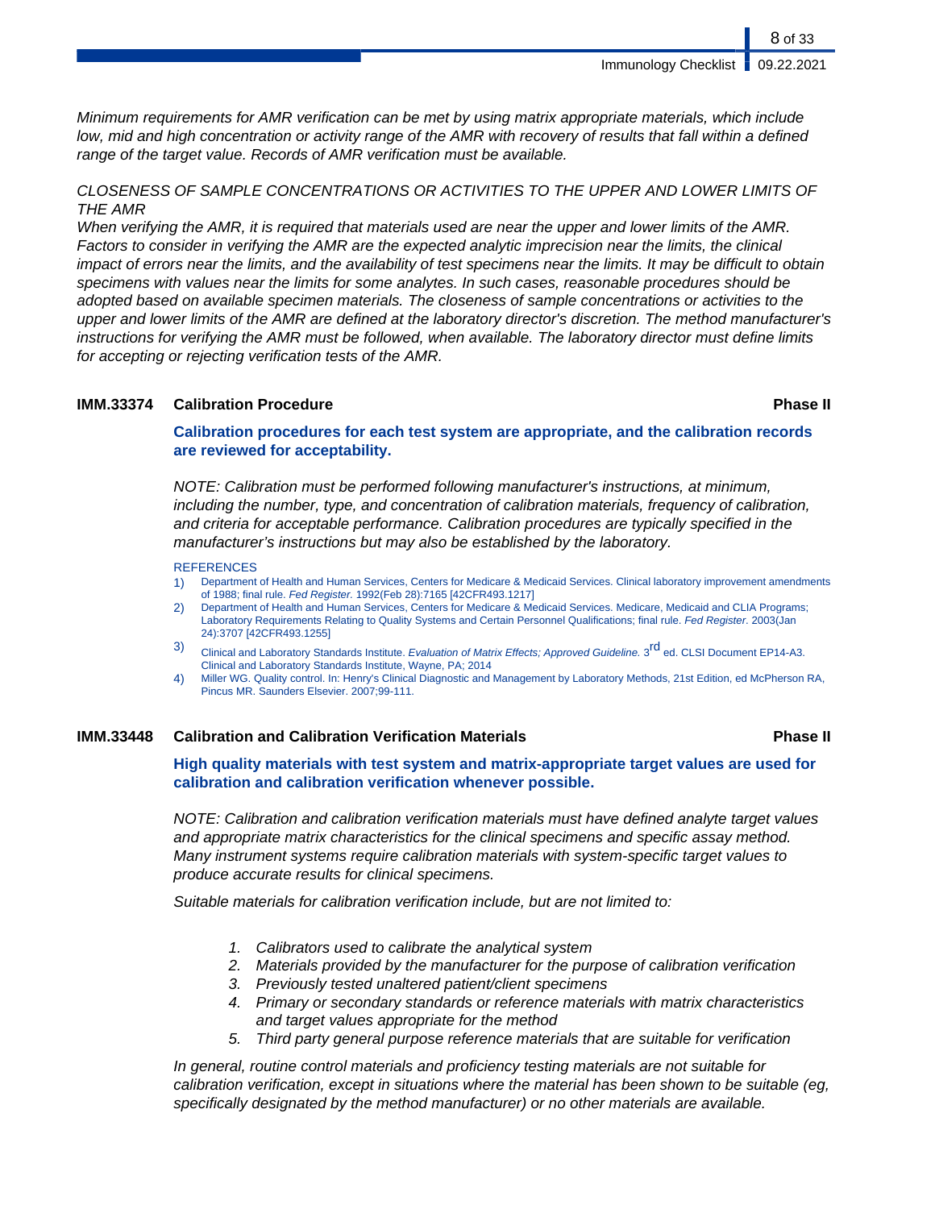*Minimum requirements for AMR verification can be met by using matrix appropriate materials, which include low, mid and high concentration or activity range of the AMR with recovery of results that fall within a defined range of the target value. Records of AMR verification must be available.*

*CLOSENESS OF SAMPLE CONCENTRATIONS OR ACTIVITIES TO THE UPPER AND LOWER LIMITS OF THE AMR*
*When verifying the AMR, it is required that materials used are near the upper and lower limits of the AMR. Factors to consider in verifying the AMR are the expected analytic imprecision near the limits, the clinical impact of errors near the limits, and the availability of test specimens near the limits. It may be difficult to obtain specimens with values near the limits for some analytes. In such cases, reasonable procedures should be adopted based on available specimen materials. The closeness of sample concentrations or activities to the upper and lower limits of the AMR are defined at the laboratory director's discretion. The method manufacturer's instructions for verifying the AMR must be followed, when available. The laboratory director must define limits for accepting or rejecting verification tests of the AMR.*

### IMM.33374 Calibration Procedure — Phase II

**Calibration procedures for each test system are appropriate, and the calibration records are reviewed for acceptability.**

*NOTE: Calibration must be performed following manufacturer's instructions, at minimum, including the number, type, and concentration of calibration materials, frequency of calibration, and criteria for acceptable performance. Calibration procedures are typically specified in the manufacturer's instructions but may also be established by the laboratory.*

REFERENCES

1) Department of Health and Human Services, Centers for Medicare & Medicaid Services. Clinical laboratory improvement amendments of 1988; final rule. *Fed Register.* 1992(Feb 28):7165 [42CFR493.1217]
2) Department of Health and Human Services, Centers for Medicare & Medicaid Services. Medicare, Medicaid and CLIA Programs; Laboratory Requirements Relating to Quality Systems and Certain Personnel Qualifications; final rule. *Fed Register.* 2003(Jan 24):3707 [42CFR493.1255]
3) Clinical and Laboratory Standards Institute. *Evaluation of Matrix Effects; Approved Guideline.* 3rd ed. CLSI Document EP14-A3. Clinical and Laboratory Standards Institute, Wayne, PA; 2014
4) Miller WG. Quality control. In: Henry's Clinical Diagnostic and Management by Laboratory Methods, 21st Edition, ed McPherson RA, Pincus MR. Saunders Elsevier. 2007;99-111.

### IMM.33448 Calibration and Calibration Verification Materials — Phase II

**High quality materials with test system and matrix-appropriate target values are used for calibration and calibration verification whenever possible.**

*NOTE: Calibration and calibration verification materials must have defined analyte target values and appropriate matrix characteristics for the clinical specimens and specific assay method. Many instrument systems require calibration materials with system-specific target values to produce accurate results for clinical specimens.*

*Suitable materials for calibration verification include, but are not limited to:*

1. *Calibrators used to calibrate the analytical system*
2. *Materials provided by the manufacturer for the purpose of calibration verification*
3. *Previously tested unaltered patient/client specimens*
4. *Primary or secondary standards or reference materials with matrix characteristics and target values appropriate for the method*
5. *Third party general purpose reference materials that are suitable for verification*

*In general, routine control materials and proficiency testing materials are not suitable for calibration verification, except in situations where the material has been shown to be suitable (eg, specifically designated by the method manufacturer) or no other materials are available.*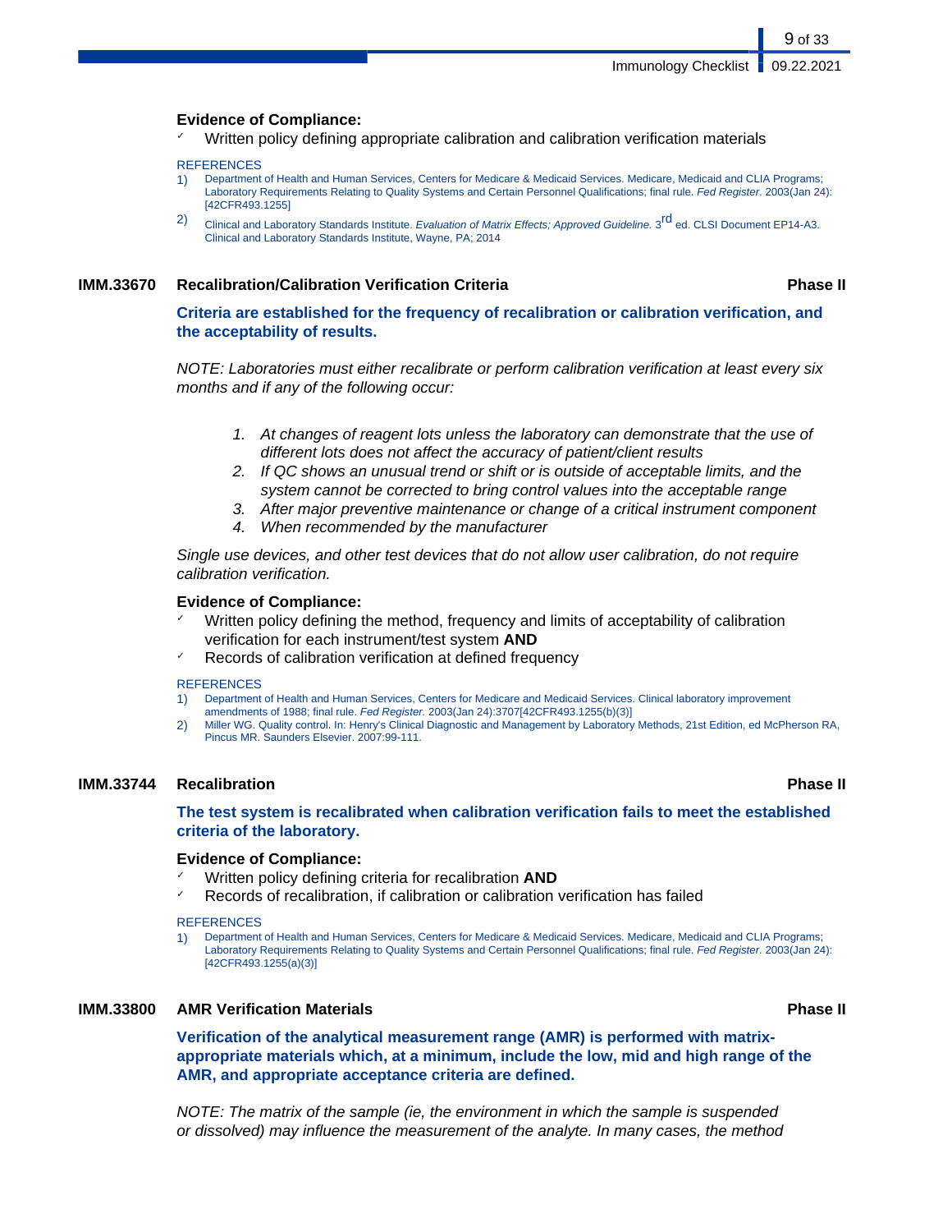**Evidence of Compliance:**

- ✓ Written policy defining appropriate calibration and calibration verification materials

REFERENCES

1) Department of Health and Human Services, Centers for Medicare & Medicaid Services. Medicare, Medicaid and CLIA Programs; Laboratory Requirements Relating to Quality Systems and Certain Personnel Qualifications; final rule. *Fed Register*. 2003(Jan 24): [42CFR493.1255]
2) Clinical and Laboratory Standards Institute. *Evaluation of Matrix Effects; Approved Guideline.* 3rd ed. CLSI Document EP14-A3. Clinical and Laboratory Standards Institute, Wayne, PA; 2014

### IMM.33670 Recalibration/Calibration Verification Criteria — Phase II

**Criteria are established for the frequency of recalibration or calibration verification, and the acceptability of results.**

*NOTE: Laboratories must either recalibrate or perform calibration verification at least every six months and if any of the following occur:*

1. *At changes of reagent lots unless the laboratory can demonstrate that the use of different lots does not affect the accuracy of patient/client results*
2. *If QC shows an unusual trend or shift or is outside of acceptable limits, and the system cannot be corrected to bring control values into the acceptable range*
3. *After major preventive maintenance or change of a critical instrument component*
4. *When recommended by the manufacturer*

*Single use devices, and other test devices that do not allow user calibration, do not require calibration verification.*

**Evidence of Compliance:**

- ✓ Written policy defining the method, frequency and limits of acceptability of calibration verification for each instrument/test system **AND**
- ✓ Records of calibration verification at defined frequency

REFERENCES

1) Department of Health and Human Services, Centers for Medicare and Medicaid Services. Clinical laboratory improvement amendments of 1988; final rule. *Fed Register*. 2003(Jan 24):3707[42CFR493.1255(b)(3)]
2) Miller WG. Quality control. In: Henry's Clinical Diagnostic and Management by Laboratory Methods, 21st Edition, ed McPherson RA, Pincus MR. Saunders Elsevier. 2007:99-111.

### IMM.33744 Recalibration — Phase II

**The test system is recalibrated when calibration verification fails to meet the established criteria of the laboratory.**

**Evidence of Compliance:**

- ✓ Written policy defining criteria for recalibration **AND**
- ✓ Records of recalibration, if calibration or calibration verification has failed

REFERENCES

1) Department of Health and Human Services, Centers for Medicare & Medicaid Services. Medicare, Medicaid and CLIA Programs; Laboratory Requirements Relating to Quality Systems and Certain Personnel Qualifications; final rule. *Fed Register*. 2003(Jan 24): [42CFR493.1255(a)(3)]

### IMM.33800 AMR Verification Materials — Phase II

**Verification of the analytical measurement range (AMR) is performed with matrix-appropriate materials which, at a minimum, include the low, mid and high range of the AMR, and appropriate acceptance criteria are defined.**

*NOTE: The matrix of the sample (ie, the environment in which the sample is suspended or dissolved) may influence the measurement of the analyte. In many cases, the method*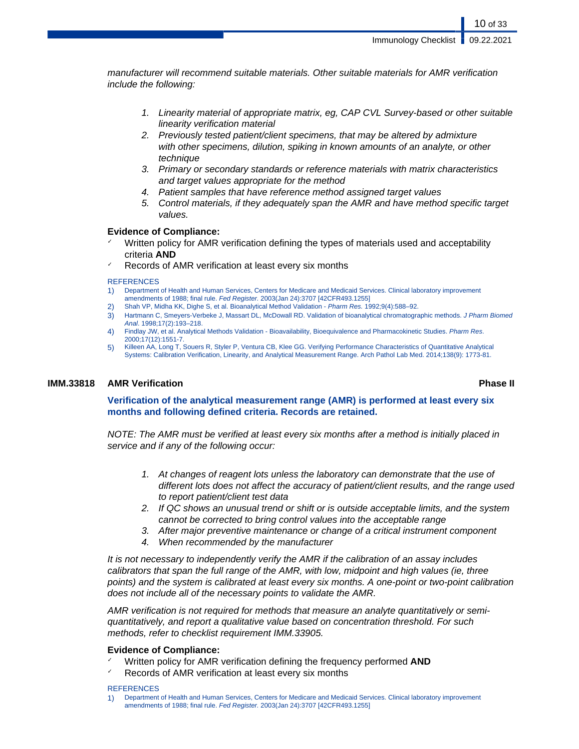*manufacturer will recommend suitable materials. Other suitable materials for AMR verification include the following:*

1. *Linearity material of appropriate matrix, eg, CAP CVL Survey-based or other suitable linearity verification material*
2. *Previously tested patient/client specimens, that may be altered by admixture with other specimens, dilution, spiking in known amounts of an analyte, or other technique*
3. *Primary or secondary standards or reference materials with matrix characteristics and target values appropriate for the method*
4. *Patient samples that have reference method assigned target values*
5. *Control materials, if they adequately span the AMR and have method specific target values.*

**Evidence of Compliance:**

- ✓ Written policy for AMR verification defining the types of materials used and acceptability criteria **AND**
- ✓ Records of AMR verification at least every six months

REFERENCES

1) Department of Health and Human Services, Centers for Medicare and Medicaid Services. Clinical laboratory improvement amendments of 1988; final rule. *Fed Register.* 2003(Jan 24):3707 [42CFR493.1255]
2) Shah VP, Midha KK, Dighe S, et al. Bioanalytical Method Validation - *Pharm Res.* 1992;9(4):588–92.
3) Hartmann C, Smeyers-Verbeke J, Massart DL, McDowall RD. Validation of bioanalytical chromatographic methods. *J Pharm Biomed Anal*. 1998;17(2):193–218.
4) Findlay JW, et al. Analytical Methods Validation - Bioavailability, Bioequivalence and Pharmacokinetic Studies. *Pharm Res*. 2000;17(12):1551-7.
5) Killeen AA, Long T, Souers R, Styler P, Ventura CB, Klee GG. Verifying Performance Characteristics of Quantitative Analytical Systems: Calibration Verification, Linearity, and Analytical Measurement Range. Arch Pathol Lab Med. 2014;138(9): 1773-81.

## IMM.33818 AMR Verification — Phase II

**Verification of the analytical measurement range (AMR) is performed at least every six months and following defined criteria. Records are retained.**

*NOTE: The AMR must be verified at least every six months after a method is initially placed in service and if any of the following occur:*

1. *At changes of reagent lots unless the laboratory can demonstrate that the use of different lots does not affect the accuracy of patient/client results, and the range used to report patient/client test data*
2. *If QC shows an unusual trend or shift or is outside acceptable limits, and the system cannot be corrected to bring control values into the acceptable range*
3. *After major preventive maintenance or change of a critical instrument component*
4. *When recommended by the manufacturer*

*It is not necessary to independently verify the AMR if the calibration of an assay includes calibrators that span the full range of the AMR, with low, midpoint and high values (ie, three points) and the system is calibrated at least every six months. A one-point or two-point calibration does not include all of the necessary points to validate the AMR.*

*AMR verification is not required for methods that measure an analyte quantitatively or semi-quantitatively, and report a qualitative value based on concentration threshold. For such methods, refer to checklist requirement IMM.33905.*

**Evidence of Compliance:**

- ✓ Written policy for AMR verification defining the frequency performed **AND**
- ✓ Records of AMR verification at least every six months

REFERENCES

1) Department of Health and Human Services, Centers for Medicare and Medicaid Services. Clinical laboratory improvement amendments of 1988; final rule. *Fed Register.* 2003(Jan 24):3707 [42CFR493.1255]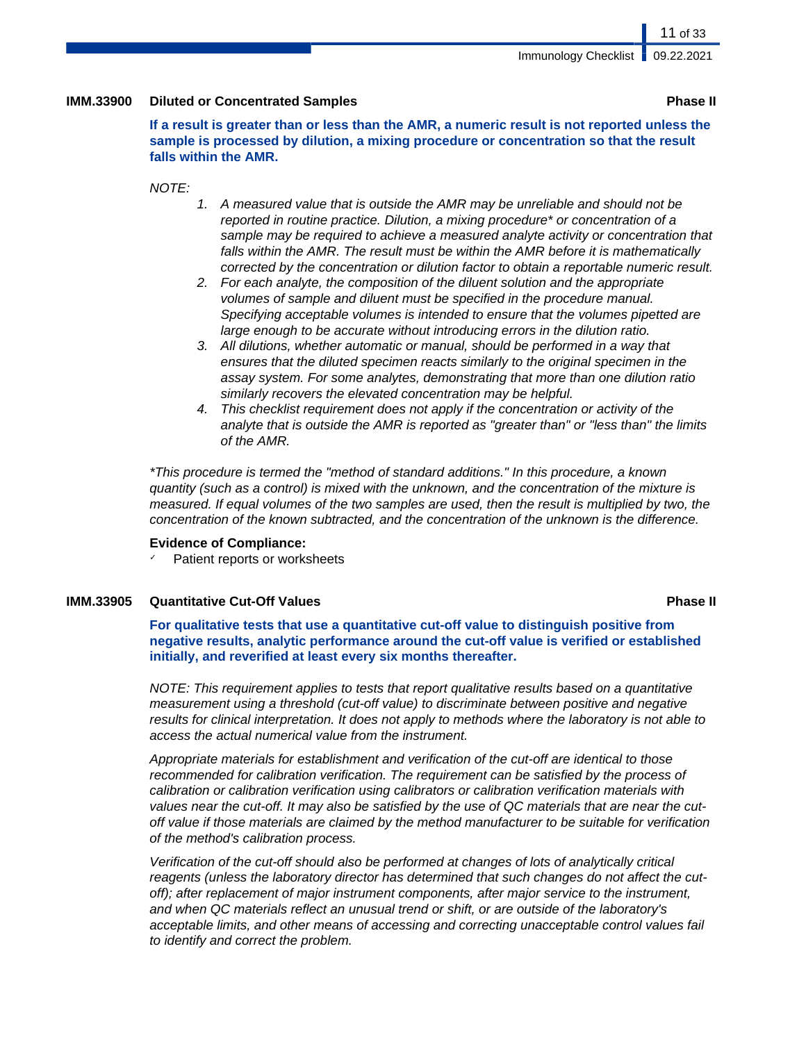### IMM.33900 Diluted or Concentrated Samples — Phase II

**If a result is greater than or less than the AMR, a numeric result is not reported unless the sample is processed by dilution, a mixing procedure or concentration so that the result falls within the AMR.**

*NOTE:*

1. *A measured value that is outside the AMR may be unreliable and should not be reported in routine practice. Dilution, a mixing procedure* or concentration of a sample may be required to achieve a measured analyte activity or concentration that falls within the AMR. The result must be within the AMR before it is mathematically corrected by the concentration or dilution factor to obtain a reportable numeric result.*
2. *For each analyte, the composition of the diluent solution and the appropriate volumes of sample and diluent must be specified in the procedure manual. Specifying acceptable volumes is intended to ensure that the volumes pipetted are large enough to be accurate without introducing errors in the dilution ratio.*
3. *All dilutions, whether automatic or manual, should be performed in a way that ensures that the diluted specimen reacts similarly to the original specimen in the assay system. For some analytes, demonstrating that more than one dilution ratio similarly recovers the elevated concentration may be helpful.*
4. *This checklist requirement does not apply if the concentration or activity of the analyte that is outside the AMR is reported as "greater than" or "less than" the limits of the AMR.*

*\*This procedure is termed the "method of standard additions." In this procedure, a known quantity (such as a control) is mixed with the unknown, and the concentration of the mixture is measured. If equal volumes of the two samples are used, then the result is multiplied by two, the concentration of the known subtracted, and the concentration of the unknown is the difference.*

**Evidence of Compliance:**

- ✓ Patient reports or worksheets

### IMM.33905 Quantitative Cut-Off Values — Phase II

**For qualitative tests that use a quantitative cut-off value to distinguish positive from negative results, analytic performance around the cut-off value is verified or established initially, and reverified at least every six months thereafter.**

*NOTE: This requirement applies to tests that report qualitative results based on a quantitative measurement using a threshold (cut-off value) to discriminate between positive and negative results for clinical interpretation. It does not apply to methods where the laboratory is not able to access the actual numerical value from the instrument.*

*Appropriate materials for establishment and verification of the cut-off are identical to those recommended for calibration verification. The requirement can be satisfied by the process of calibration or calibration verification using calibrators or calibration verification materials with values near the cut-off. It may also be satisfied by the use of QC materials that are near the cut-off value if those materials are claimed by the method manufacturer to be suitable for verification of the method's calibration process.*

*Verification of the cut-off should also be performed at changes of lots of analytically critical reagents (unless the laboratory director has determined that such changes do not affect the cut-off); after replacement of major instrument components, after major service to the instrument, and when QC materials reflect an unusual trend or shift, or are outside of the laboratory's acceptable limits, and other means of accessing and correcting unacceptable control values fail to identify and correct the problem.*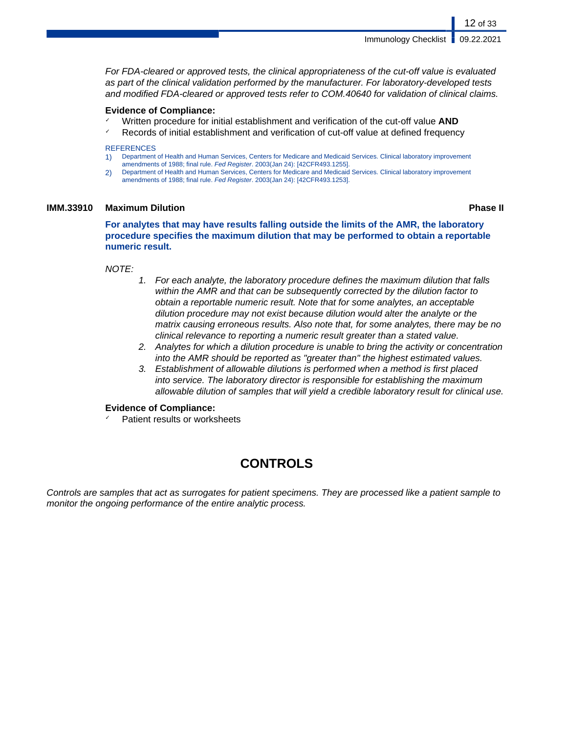*For FDA-cleared or approved tests, the clinical appropriateness of the cut-off value is evaluated as part of the clinical validation performed by the manufacturer. For laboratory-developed tests and modified FDA-cleared or approved tests refer to COM.40640 for validation of clinical claims.*

**Evidence of Compliance:**

- ✓ Written procedure for initial establishment and verification of the cut-off value **AND**
- ✓ Records of initial establishment and verification of cut-off value at defined frequency

REFERENCES

1) Department of Health and Human Services, Centers for Medicare and Medicaid Services. Clinical laboratory improvement amendments of 1988; final rule. *Fed Register*. 2003(Jan 24): [42CFR493.1255].
2) Department of Health and Human Services, Centers for Medicare and Medicaid Services. Clinical laboratory improvement amendments of 1988; final rule. *Fed Register*. 2003(Jan 24): [42CFR493.1253].

### IMM.33910 Maximum Dilution — Phase II

**For analytes that may have results falling outside the limits of the AMR, the laboratory procedure specifies the maximum dilution that may be performed to obtain a reportable numeric result.**

*NOTE:*

1. *For each analyte, the laboratory procedure defines the maximum dilution that falls within the AMR and that can be subsequently corrected by the dilution factor to obtain a reportable numeric result. Note that for some analytes, an acceptable dilution procedure may not exist because dilution would alter the analyte or the matrix causing erroneous results. Also note that, for some analytes, there may be no clinical relevance to reporting a numeric result greater than a stated value.*
2. *Analytes for which a dilution procedure is unable to bring the activity or concentration into the AMR should be reported as "greater than" the highest estimated values.*
3. *Establishment of allowable dilutions is performed when a method is first placed into service. The laboratory director is responsible for establishing the maximum allowable dilution of samples that will yield a credible laboratory result for clinical use.*

**Evidence of Compliance:**

- ✓ Patient results or worksheets

## CONTROLS

*Controls are samples that act as surrogates for patient specimens. They are processed like a patient sample to monitor the ongoing performance of the entire analytic process.*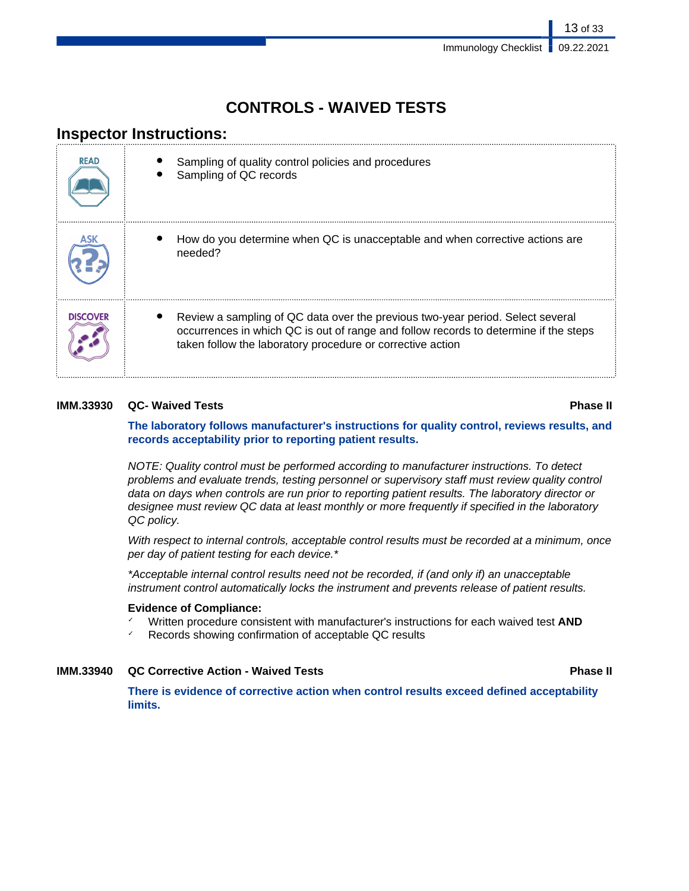# CONTROLS - WAIVED TESTS

## Inspector Instructions:

| | |
|---|---|
| READ | • Sampling of quality control policies and procedures<br>• Sampling of QC records |
| ASK | • How do you determine when QC is unacceptable and when corrective actions are needed? |
| DISCOVER | • Review a sampling of QC data over the previous two-year period. Select several occurrences in which QC is out of range and follow records to determine if the steps taken follow the laboratory procedure or corrective action |

**IMM.33930 QC- Waived Tests** **Phase II**

**The laboratory follows manufacturer's instructions for quality control, reviews results, and records acceptability prior to reporting patient results.**

*NOTE: Quality control must be performed according to manufacturer instructions. To detect problems and evaluate trends, testing personnel or supervisory staff must review quality control data on days when controls are run prior to reporting patient results. The laboratory director or designee must review QC data at least monthly or more frequently if specified in the laboratory QC policy.*

*With respect to internal controls, acceptable control results must be recorded at a minimum, once per day of patient testing for each device.**

**Acceptable internal control results need not be recorded, if (and only if) an unacceptable instrument control automatically locks the instrument and prevents release of patient results.*

**Evidence of Compliance:**
- ✓ Written procedure consistent with manufacturer's instructions for each waived test **AND**
- ✓ Records showing confirmation of acceptable QC results

**IMM.33940 QC Corrective Action - Waived Tests** **Phase II**

**There is evidence of corrective action when control results exceed defined acceptability limits.**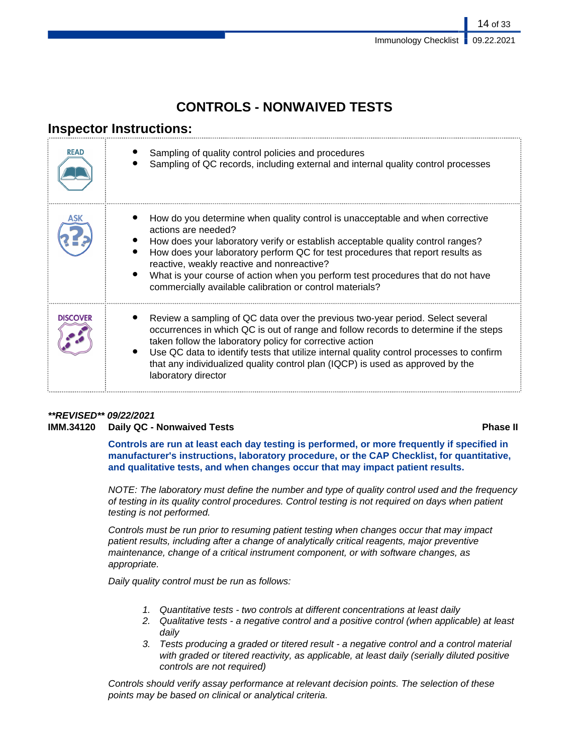# CONTROLS - NONWAIVED TESTS

## Inspector Instructions:

| | |
|---|---|
| READ | • Sampling of quality control policies and procedures<br>• Sampling of QC records, including external and internal quality control processes |
| ASK | • How do you determine when quality control is unacceptable and when corrective actions are needed?<br>• How does your laboratory verify or establish acceptable quality control ranges?<br>• How does your laboratory perform QC for test procedures that report results as reactive, weakly reactive and nonreactive?<br>• What is your course of action when you perform test procedures that do not have commercially available calibration or control materials? |
| DISCOVER | • Review a sampling of QC data over the previous two-year period. Select several occurrences in which QC is out of range and follow records to determine if the steps taken follow the laboratory policy for corrective action<br>• Use QC data to identify tests that utilize internal quality control processes to confirm that any individualized quality control plan (IQCP) is used as approved by the laboratory director |

***\*REVISED\*\* 09/22/2021***

**IMM.34120 Daily QC - Nonwaived Tests** **Phase II**

**Controls are run at least each day testing is performed, or more frequently if specified in manufacturer's instructions, laboratory procedure, or the CAP Checklist, for quantitative, and qualitative tests, and when changes occur that may impact patient results.**

*NOTE: The laboratory must define the number and type of quality control used and the frequency of testing in its quality control procedures. Control testing is not required on days when patient testing is not performed.*

*Controls must be run prior to resuming patient testing when changes occur that may impact patient results, including after a change of analytically critical reagents, major preventive maintenance, change of a critical instrument component, or with software changes, as appropriate.*

*Daily quality control must be run as follows:*

1. *Quantitative tests - two controls at different concentrations at least daily*
2. *Qualitative tests - a negative control and a positive control (when applicable) at least daily*
3. *Tests producing a graded or titered result - a negative control and a control material with graded or titered reactivity, as applicable, at least daily (serially diluted positive controls are not required)*

*Controls should verify assay performance at relevant decision points. The selection of these points may be based on clinical or analytical criteria.*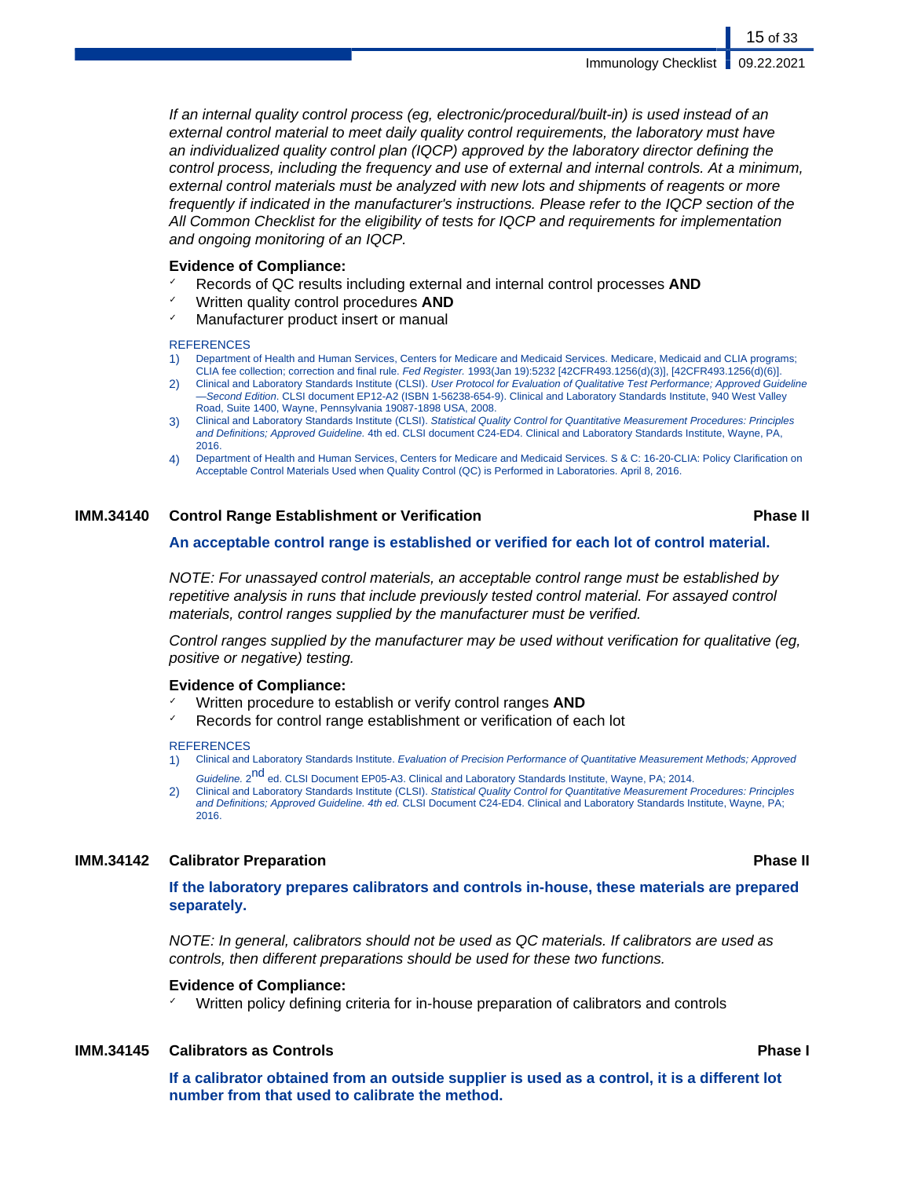*If an internal quality control process (eg, electronic/procedural/built-in) is used instead of an external control material to meet daily quality control requirements, the laboratory must have an individualized quality control plan (IQCP) approved by the laboratory director defining the control process, including the frequency and use of external and internal controls. At a minimum, external control materials must be analyzed with new lots and shipments of reagents or more frequently if indicated in the manufacturer's instructions. Please refer to the IQCP section of the All Common Checklist for the eligibility of tests for IQCP and requirements for implementation and ongoing monitoring of an IQCP.*

**Evidence of Compliance:**

- Records of QC results including external and internal control processes **AND**
- Written quality control procedures **AND**
- Manufacturer product insert or manual

REFERENCES

1) Department of Health and Human Services, Centers for Medicare and Medicaid Services. Medicare, Medicaid and CLIA programs; CLIA fee collection; correction and final rule. *Fed Register.* 1993(Jan 19):5232 [42CFR493.1256(d)(3)], [42CFR493.1256(d)(6)].
2) Clinical and Laboratory Standards Institute (CLSI). *User Protocol for Evaluation of Qualitative Test Performance; Approved Guideline—Second Edition.* CLSI document EP12-A2 (ISBN 1-56238-654-9). Clinical and Laboratory Standards Institute, 940 West Valley Road, Suite 1400, Wayne, Pennsylvania 19087-1898 USA, 2008.
3) Clinical and Laboratory Standards Institute (CLSI). *Statistical Quality Control for Quantitative Measurement Procedures: Principles and Definitions; Approved Guideline.* 4th ed. CLSI document C24-ED4. Clinical and Laboratory Standards Institute, Wayne, PA, 2016.
4) Department of Health and Human Services, Centers for Medicare and Medicaid Services. S & C: 16-20-CLIA: Policy Clarification on Acceptable Control Materials Used when Quality Control (QC) is Performed in Laboratories. April 8, 2016.

### IMM.34140 Control Range Establishment or Verification — Phase II

**An acceptable control range is established or verified for each lot of control material.**

*NOTE: For unassayed control materials, an acceptable control range must be established by repetitive analysis in runs that include previously tested control material. For assayed control materials, control ranges supplied by the manufacturer must be verified.*

*Control ranges supplied by the manufacturer may be used without verification for qualitative (eg, positive or negative) testing.*

**Evidence of Compliance:**

- Written procedure to establish or verify control ranges **AND**
- Records for control range establishment or verification of each lot

REFERENCES

1) Clinical and Laboratory Standards Institute. *Evaluation of Precision Performance of Quantitative Measurement Methods; Approved Guideline.* 2nd ed. CLSI Document EP05-A3. Clinical and Laboratory Standards Institute, Wayne, PA; 2014.
2) Clinical and Laboratory Standards Institute (CLSI). *Statistical Quality Control for Quantitative Measurement Procedures: Principles and Definitions; Approved Guideline. 4th ed.* CLSI Document C24-ED4. Clinical and Laboratory Standards Institute, Wayne, PA; 2016.

### IMM.34142 Calibrator Preparation — Phase II

**If the laboratory prepares calibrators and controls in-house, these materials are prepared separately.**

*NOTE: In general, calibrators should not be used as QC materials. If calibrators are used as controls, then different preparations should be used for these two functions.*

**Evidence of Compliance:**

- Written policy defining criteria for in-house preparation of calibrators and controls

### IMM.34145 Calibrators as Controls — Phase I

**If a calibrator obtained from an outside supplier is used as a control, it is a different lot number from that used to calibrate the method.**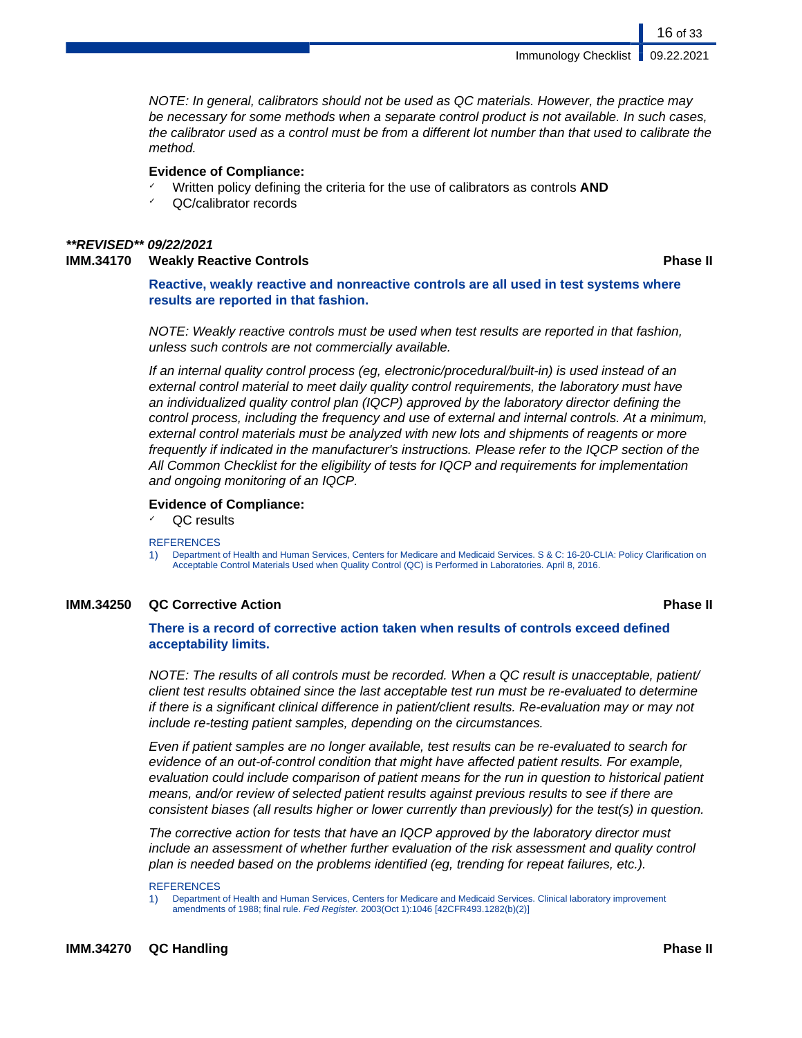*NOTE: In general, calibrators should not be used as QC materials. However, the practice may be necessary for some methods when a separate control product is not available. In such cases, the calibrator used as a control must be from a different lot number than that used to calibrate the method.*

**Evidence of Compliance:**

- ✓ Written policy defining the criteria for the use of calibrators as controls **AND**
- ✓ QC/calibrator records

***\*\*REVISED\*\* 09/22/2021***

### IMM.34170 Weakly Reactive Controls — Phase II

**Reactive, weakly reactive and nonreactive controls are all used in test systems where results are reported in that fashion.**

*NOTE: Weakly reactive controls must be used when test results are reported in that fashion, unless such controls are not commercially available.*

*If an internal quality control process (eg, electronic/procedural/built-in) is used instead of an external control material to meet daily quality control requirements, the laboratory must have an individualized quality control plan (IQCP) approved by the laboratory director defining the control process, including the frequency and use of external and internal controls. At a minimum, external control materials must be analyzed with new lots and shipments of reagents or more frequently if indicated in the manufacturer's instructions. Please refer to the IQCP section of the All Common Checklist for the eligibility of tests for IQCP and requirements for implementation and ongoing monitoring of an IQCP.*

**Evidence of Compliance:**

- ✓ QC results

REFERENCES

1) Department of Health and Human Services, Centers for Medicare and Medicaid Services. S & C: 16-20-CLIA: Policy Clarification on Acceptable Control Materials Used when Quality Control (QC) is Performed in Laboratories. April 8, 2016.

### IMM.34250 QC Corrective Action — Phase II

**There is a record of corrective action taken when results of controls exceed defined acceptability limits.**

*NOTE: The results of all controls must be recorded. When a QC result is unacceptable, patient/client test results obtained since the last acceptable test run must be re-evaluated to determine if there is a significant clinical difference in patient/client results. Re-evaluation may or may not include re-testing patient samples, depending on the circumstances.*

*Even if patient samples are no longer available, test results can be re-evaluated to search for evidence of an out-of-control condition that might have affected patient results. For example, evaluation could include comparison of patient means for the run in question to historical patient means, and/or review of selected patient results against previous results to see if there are consistent biases (all results higher or lower currently than previously) for the test(s) in question.*

*The corrective action for tests that have an IQCP approved by the laboratory director must include an assessment of whether further evaluation of the risk assessment and quality control plan is needed based on the problems identified (eg, trending for repeat failures, etc.).*

REFERENCES

1) Department of Health and Human Services, Centers for Medicare and Medicaid Services. Clinical laboratory improvement amendments of 1988; final rule. *Fed Register.* 2003(Oct 1):1046 [42CFR493.1282(b)(2)]

### IMM.34270 QC Handling — Phase II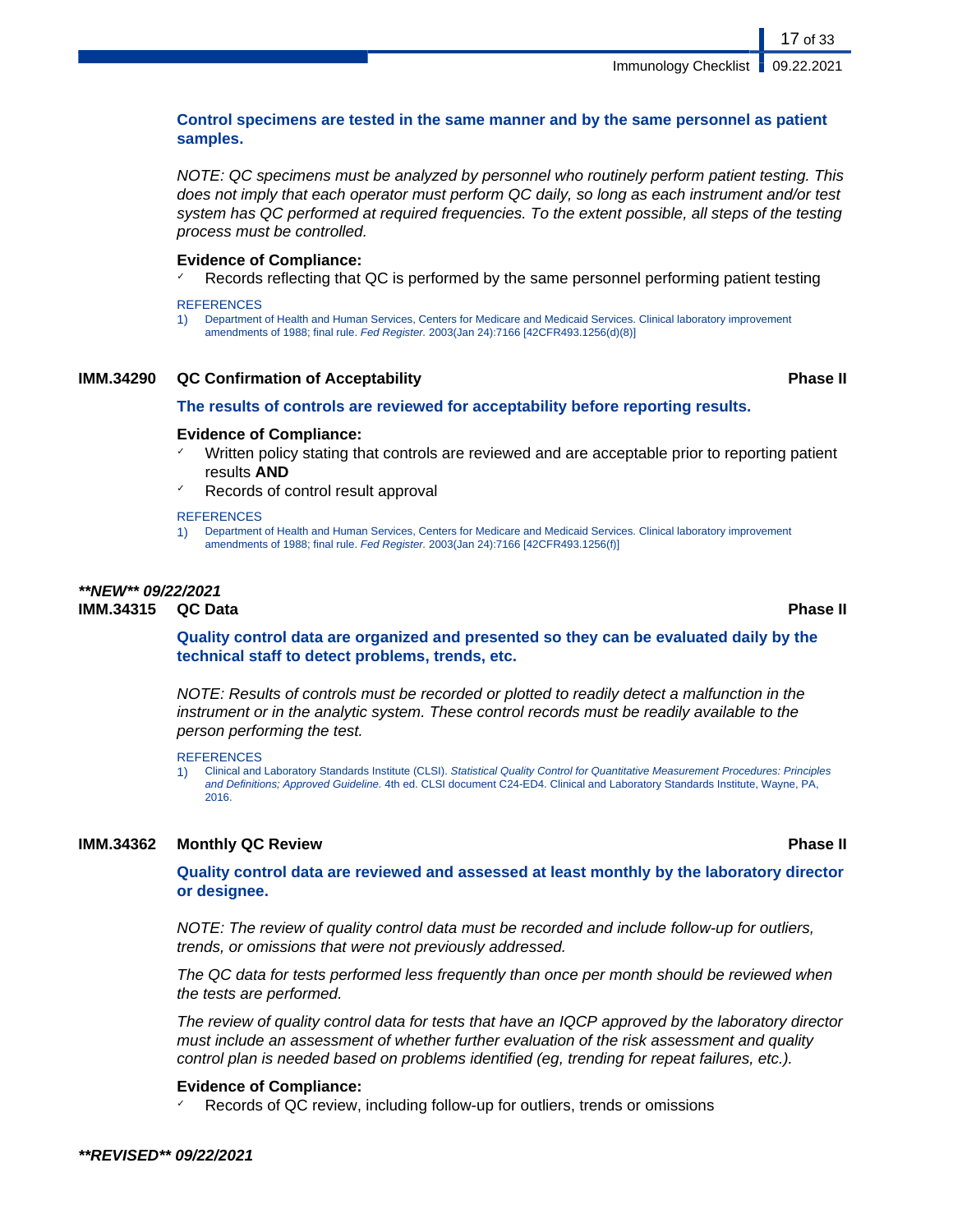**Control specimens are tested in the same manner and by the same personnel as patient samples.**

*NOTE: QC specimens must be analyzed by personnel who routinely perform patient testing. This does not imply that each operator must perform QC daily, so long as each instrument and/or test system has QC performed at required frequencies. To the extent possible, all steps of the testing process must be controlled.*

**Evidence of Compliance:**

- Records reflecting that QC is performed by the same personnel performing patient testing

REFERENCES

1) Department of Health and Human Services, Centers for Medicare and Medicaid Services. Clinical laboratory improvement amendments of 1988; final rule. *Fed Register.* 2003(Jan 24):7166 [42CFR493.1256(d)(8)]

### IMM.34290 QC Confirmation of Acceptability — Phase II

**The results of controls are reviewed for acceptability before reporting results.**

**Evidence of Compliance:**

- Written policy stating that controls are reviewed and are acceptable prior to reporting patient results **AND**
- Records of control result approval

REFERENCES

1) Department of Health and Human Services, Centers for Medicare and Medicaid Services. Clinical laboratory improvement amendments of 1988; final rule. *Fed Register.* 2003(Jan 24):7166 [42CFR493.1256(f)]

***\*\*NEW\*\* 09/22/2021***

### IMM.34315 QC Data — Phase II

**Quality control data are organized and presented so they can be evaluated daily by the technical staff to detect problems, trends, etc.**

*NOTE: Results of controls must be recorded or plotted to readily detect a malfunction in the instrument or in the analytic system. These control records must be readily available to the person performing the test.*

REFERENCES

1) Clinical and Laboratory Standards Institute (CLSI). *Statistical Quality Control for Quantitative Measurement Procedures: Principles and Definitions; Approved Guideline.* 4th ed. CLSI document C24-ED4. Clinical and Laboratory Standards Institute, Wayne, PA, 2016.

### IMM.34362 Monthly QC Review — Phase II

**Quality control data are reviewed and assessed at least monthly by the laboratory director or designee.**

*NOTE: The review of quality control data must be recorded and include follow-up for outliers, trends, or omissions that were not previously addressed.*

*The QC data for tests performed less frequently than once per month should be reviewed when the tests are performed.*

*The review of quality control data for tests that have an IQCP approved by the laboratory director must include an assessment of whether further evaluation of the risk assessment and quality control plan is needed based on problems identified (eg, trending for repeat failures, etc.).*

**Evidence of Compliance:**

- Records of QC review, including follow-up for outliers, trends or omissions

***\*\*REVISED\*\* 09/22/2021***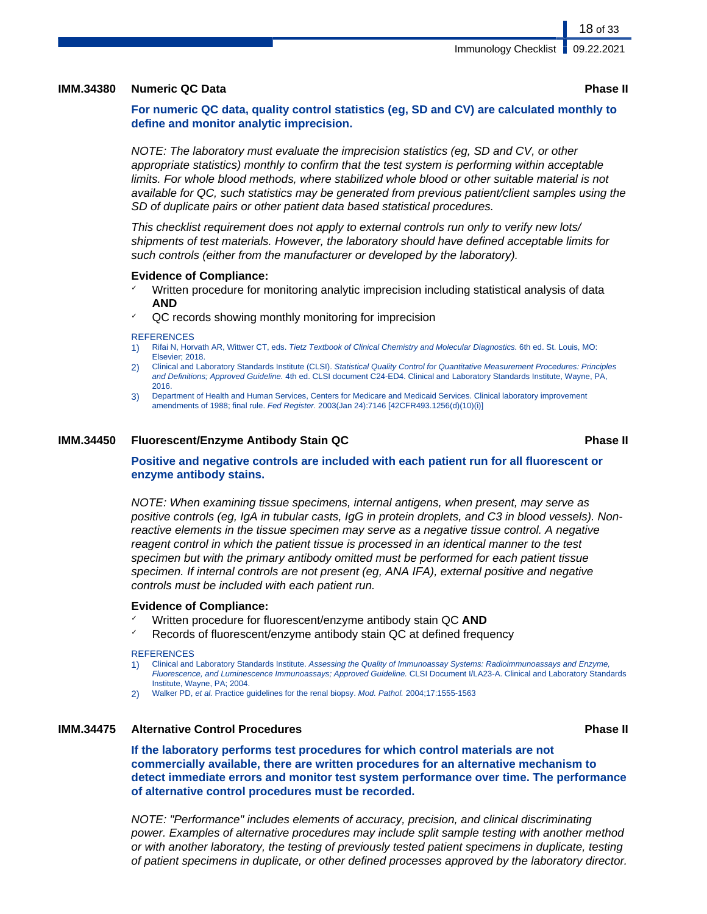### IMM.34380 Numeric QC Data — Phase II

**For numeric QC data, quality control statistics (eg, SD and CV) are calculated monthly to define and monitor analytic imprecision.**

*NOTE: The laboratory must evaluate the imprecision statistics (eg, SD and CV, or other appropriate statistics) monthly to confirm that the test system is performing within acceptable limits. For whole blood methods, where stabilized whole blood or other suitable material is not available for QC, such statistics may be generated from previous patient/client samples using the SD of duplicate pairs or other patient data based statistical procedures.*

*This checklist requirement does not apply to external controls run only to verify new lots/ shipments of test materials. However, the laboratory should have defined acceptable limits for such controls (either from the manufacturer or developed by the laboratory).*

**Evidence of Compliance:**

- ✓ Written procedure for monitoring analytic imprecision including statistical analysis of data **AND**
- ✓ QC records showing monthly monitoring for imprecision

REFERENCES

1) Rifai N, Horvath AR, Wittwer CT, eds. *Tietz Textbook of Clinical Chemistry and Molecular Diagnostics.* 6th ed. St. Louis, MO: Elsevier; 2018.
2) Clinical and Laboratory Standards Institute (CLSI). *Statistical Quality Control for Quantitative Measurement Procedures: Principles and Definitions; Approved Guideline.* 4th ed. CLSI document C24-ED4. Clinical and Laboratory Standards Institute, Wayne, PA, 2016.
3) Department of Health and Human Services, Centers for Medicare and Medicaid Services. Clinical laboratory improvement amendments of 1988; final rule. *Fed Register.* 2003(Jan 24):7146 [42CFR493.1256(d)(10)(i)]

### IMM.34450 Fluorescent/Enzyme Antibody Stain QC — Phase II

**Positive and negative controls are included with each patient run for all fluorescent or enzyme antibody stains.**

*NOTE: When examining tissue specimens, internal antigens, when present, may serve as positive controls (eg, IgA in tubular casts, IgG in protein droplets, and C3 in blood vessels). Non-reactive elements in the tissue specimen may serve as a negative tissue control. A negative reagent control in which the patient tissue is processed in an identical manner to the test specimen but with the primary antibody omitted must be performed for each patient tissue specimen. If internal controls are not present (eg, ANA IFA), external positive and negative controls must be included with each patient run.*

**Evidence of Compliance:**

- ✓ Written procedure for fluorescent/enzyme antibody stain QC **AND**
- ✓ Records of fluorescent/enzyme antibody stain QC at defined frequency

REFERENCES

1) Clinical and Laboratory Standards Institute. *Assessing the Quality of Immunoassay Systems: Radioimmunoassays and Enzyme, Fluorescence, and Luminescence Immunoassays; Approved Guideline.* CLSI Document I/LA23-A. Clinical and Laboratory Standards Institute, Wayne, PA; 2004.
2) Walker PD, *et al.* Practice guidelines for the renal biopsy. *Mod. Pathol.* 2004;17:1555-1563

### IMM.34475 Alternative Control Procedures — Phase II

**If the laboratory performs test procedures for which control materials are not commercially available, there are written procedures for an alternative mechanism to detect immediate errors and monitor test system performance over time. The performance of alternative control procedures must be recorded.**

*NOTE: "Performance" includes elements of accuracy, precision, and clinical discriminating power. Examples of alternative procedures may include split sample testing with another method or with another laboratory, the testing of previously tested patient specimens in duplicate, testing of patient specimens in duplicate, or other defined processes approved by the laboratory director.*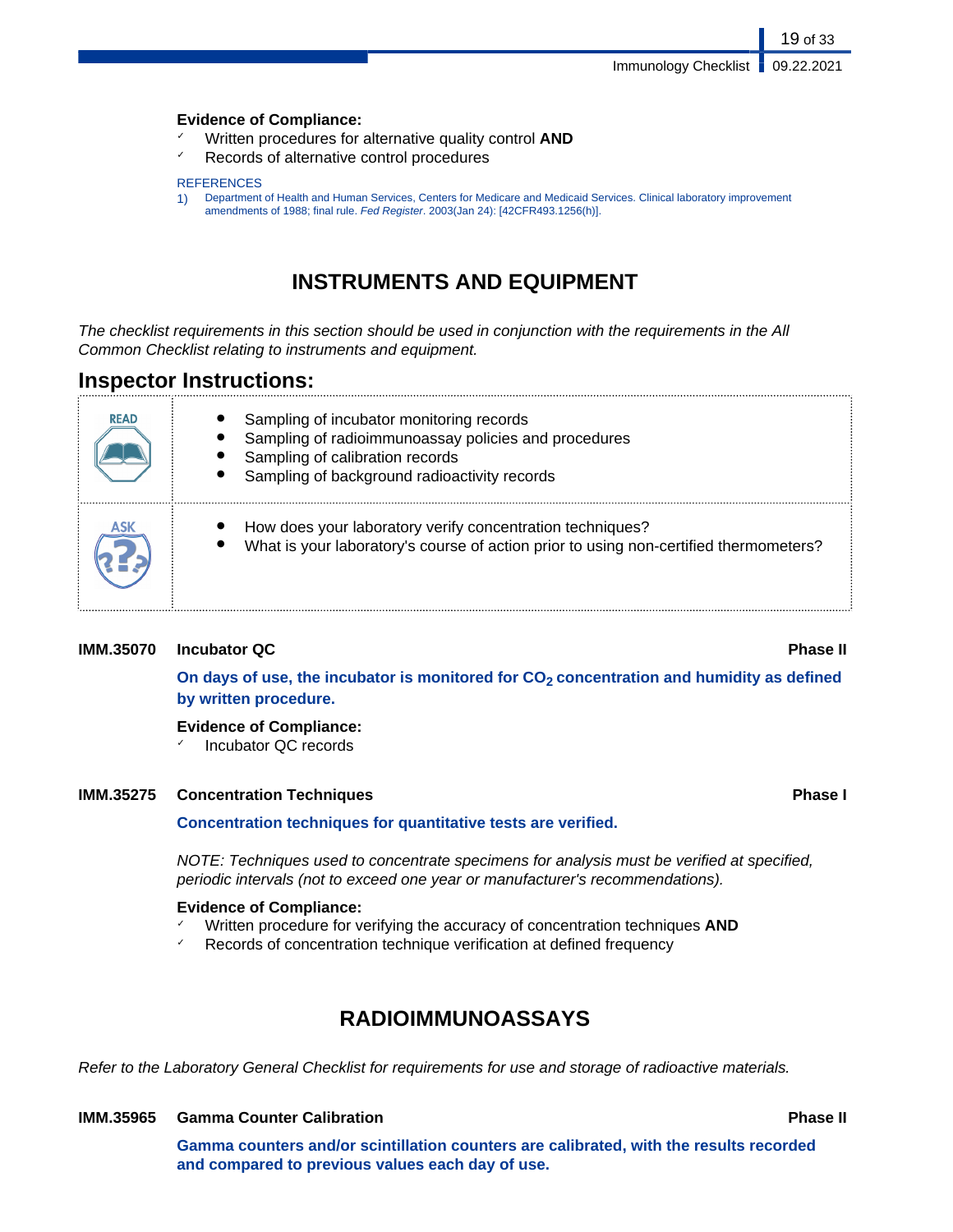**Evidence of Compliance:**

- ✓ Written procedures for alternative quality control **AND**
- ✓ Records of alternative control procedures

REFERENCES

1) Department of Health and Human Services, Centers for Medicare and Medicaid Services. Clinical laboratory improvement amendments of 1988; final rule. *Fed Register*. 2003(Jan 24): [42CFR493.1256(h)].

## INSTRUMENTS AND EQUIPMENT

*The checklist requirements in this section should be used in conjunction with the requirements in the All Common Checklist relating to instruments and equipment.*

### Inspector Instructions:

| | |
|---|---|
| READ | • Sampling of incubator monitoring records<br>• Sampling of radioimmunoassay policies and procedures<br>• Sampling of calibration records<br>• Sampling of background radioactivity records |
| ASK | • How does your laboratory verify concentration techniques?<br>• What is your laboratory's course of action prior to using non-certified thermometers? |

**IMM.35070 Incubator QC** **Phase II**

**On days of use, the incubator is monitored for $CO_2$ concentration and humidity as defined by written procedure.**

**Evidence of Compliance:**

- ✓ Incubator QC records

**IMM.35275 Concentration Techniques** **Phase I**

**Concentration techniques for quantitative tests are verified.**

*NOTE: Techniques used to concentrate specimens for analysis must be verified at specified, periodic intervals (not to exceed one year or manufacturer's recommendations).*

**Evidence of Compliance:**

- ✓ Written procedure for verifying the accuracy of concentration techniques **AND**
- ✓ Records of concentration technique verification at defined frequency

## RADIOIMMUNOASSAYS

*Refer to the Laboratory General Checklist for requirements for use and storage of radioactive materials.*

**IMM.35965 Gamma Counter Calibration** **Phase II**

**Gamma counters and/or scintillation counters are calibrated, with the results recorded and compared to previous values each day of use.**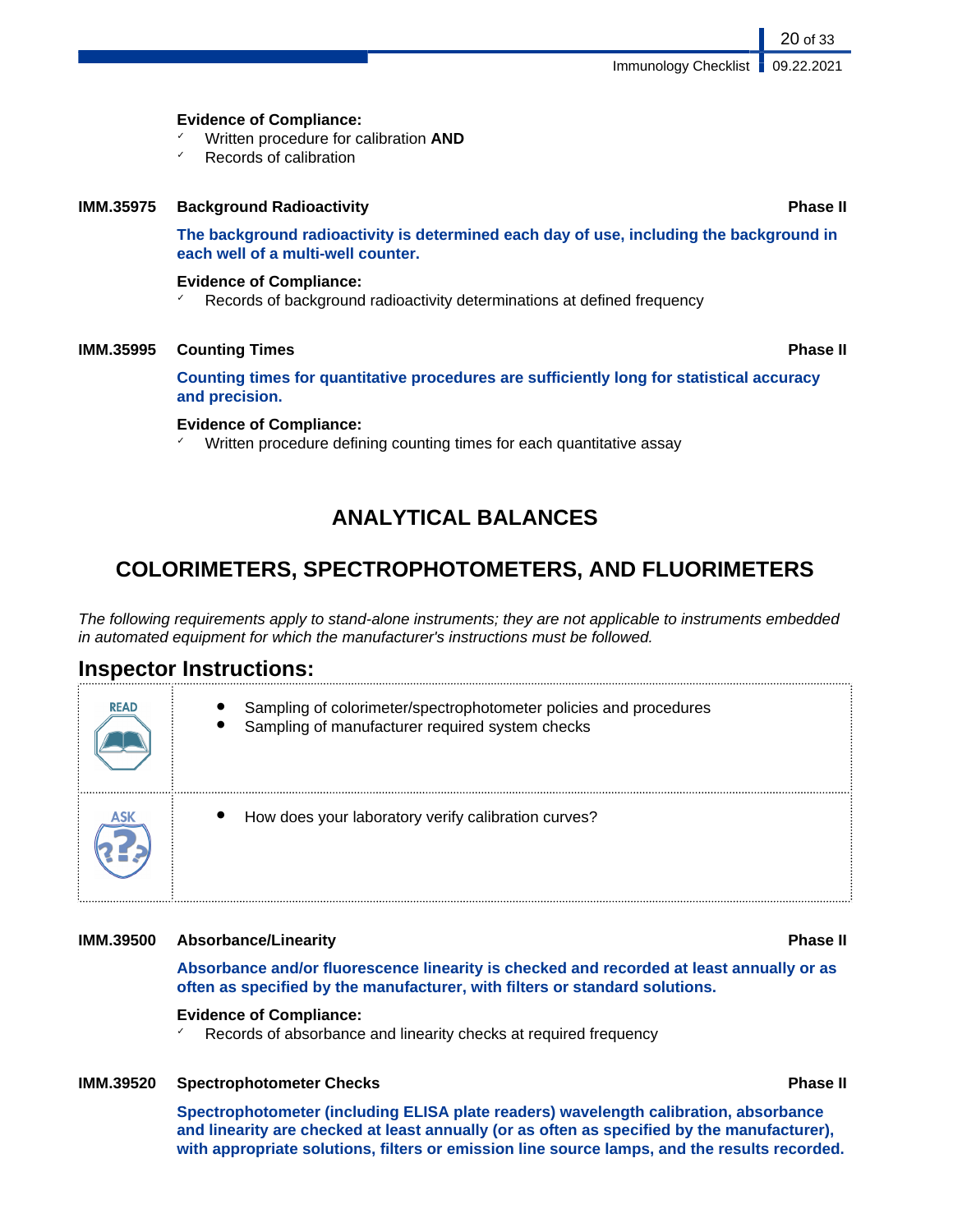**Evidence of Compliance:**

- ✓ Written procedure for calibration **AND**
- ✓ Records of calibration

**IMM.35975 Background Radioactivity** **Phase II**

**The background radioactivity is determined each day of use, including the background in each well of a multi-well counter.**

**Evidence of Compliance:**

- ✓ Records of background radioactivity determinations at defined frequency

**IMM.35995 Counting Times** **Phase II**

**Counting times for quantitative procedures are sufficiently long for statistical accuracy and precision.**

**Evidence of Compliance:**

- ✓ Written procedure defining counting times for each quantitative assay

## ANALYTICAL BALANCES

## COLORIMETERS, SPECTROPHOTOMETERS, AND FLUORIMETERS

*The following requirements apply to stand-alone instruments; they are not applicable to instruments embedded in automated equipment for which the manufacturer's instructions must be followed.*

### Inspector Instructions:

| | |
|---|---|
| READ | • Sampling of colorimeter/spectrophotometer policies and procedures<br>• Sampling of manufacturer required system checks |
| ASK | • How does your laboratory verify calibration curves? |

**IMM.39500 Absorbance/Linearity** **Phase II**

**Absorbance and/or fluorescence linearity is checked and recorded at least annually or as often as specified by the manufacturer, with filters or standard solutions.**

**Evidence of Compliance:**

- ✓ Records of absorbance and linearity checks at required frequency

**IMM.39520 Spectrophotometer Checks** **Phase II**

**Spectrophotometer (including ELISA plate readers) wavelength calibration, absorbance and linearity are checked at least annually (or as often as specified by the manufacturer), with appropriate solutions, filters or emission line source lamps, and the results recorded.**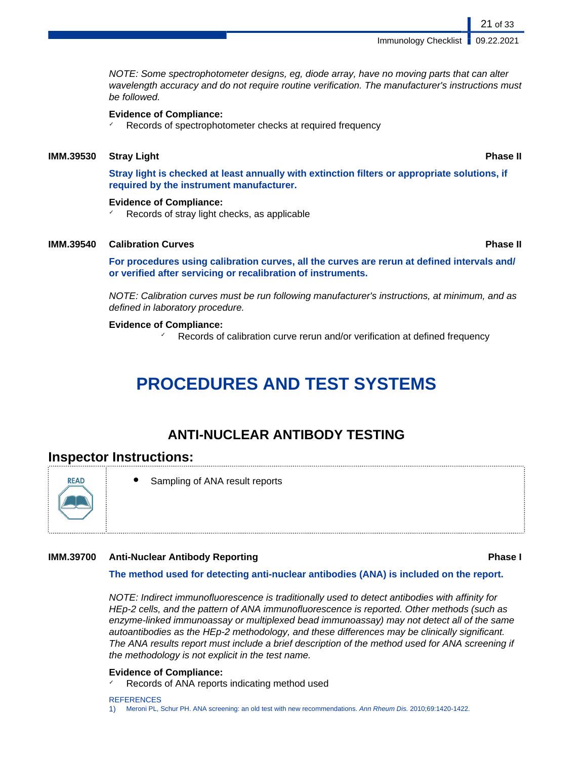*NOTE: Some spectrophotometer designs, eg, diode array, have no moving parts that can alter wavelength accuracy and do not require routine verification. The manufacturer's instructions must be followed.*

**Evidence of Compliance:**

- ✓ Records of spectrophotometer checks at required frequency

**IMM.39530 Stray Light** **Phase II**

**Stray light is checked at least annually with extinction filters or appropriate solutions, if required by the instrument manufacturer.**

**Evidence of Compliance:**

- ✓ Records of stray light checks, as applicable

**IMM.39540 Calibration Curves** **Phase II**

**For procedures using calibration curves, all the curves are rerun at defined intervals and/ or verified after servicing or recalibration of instruments.**

*NOTE: Calibration curves must be run following manufacturer's instructions, at minimum, and as defined in laboratory procedure.*

**Evidence of Compliance:**

- ✓ Records of calibration curve rerun and/or verification at defined frequency

# PROCEDURES AND TEST SYSTEMS

## ANTI-NUCLEAR ANTIBODY TESTING

### Inspector Instructions:

READ

- Sampling of ANA result reports

**IMM.39700 Anti-Nuclear Antibody Reporting** **Phase I**

**The method used for detecting anti-nuclear antibodies (ANA) is included on the report.**

*NOTE: Indirect immunofluorescence is traditionally used to detect antibodies with affinity for HEp-2 cells, and the pattern of ANA immunofluorescence is reported. Other methods (such as enzyme-linked immunoassay or multiplexed bead immunoassay) may not detect all of the same autoantibodies as the HEp-2 methodology, and these differences may be clinically significant. The ANA results report must include a brief description of the method used for ANA screening if the methodology is not explicit in the test name.*

**Evidence of Compliance:**

- ✓ Records of ANA reports indicating method used

REFERENCES

1) Meroni PL, Schur PH. ANA screening: an old test with new recommendations. *Ann Rheum Dis.* 2010;69:1420-1422.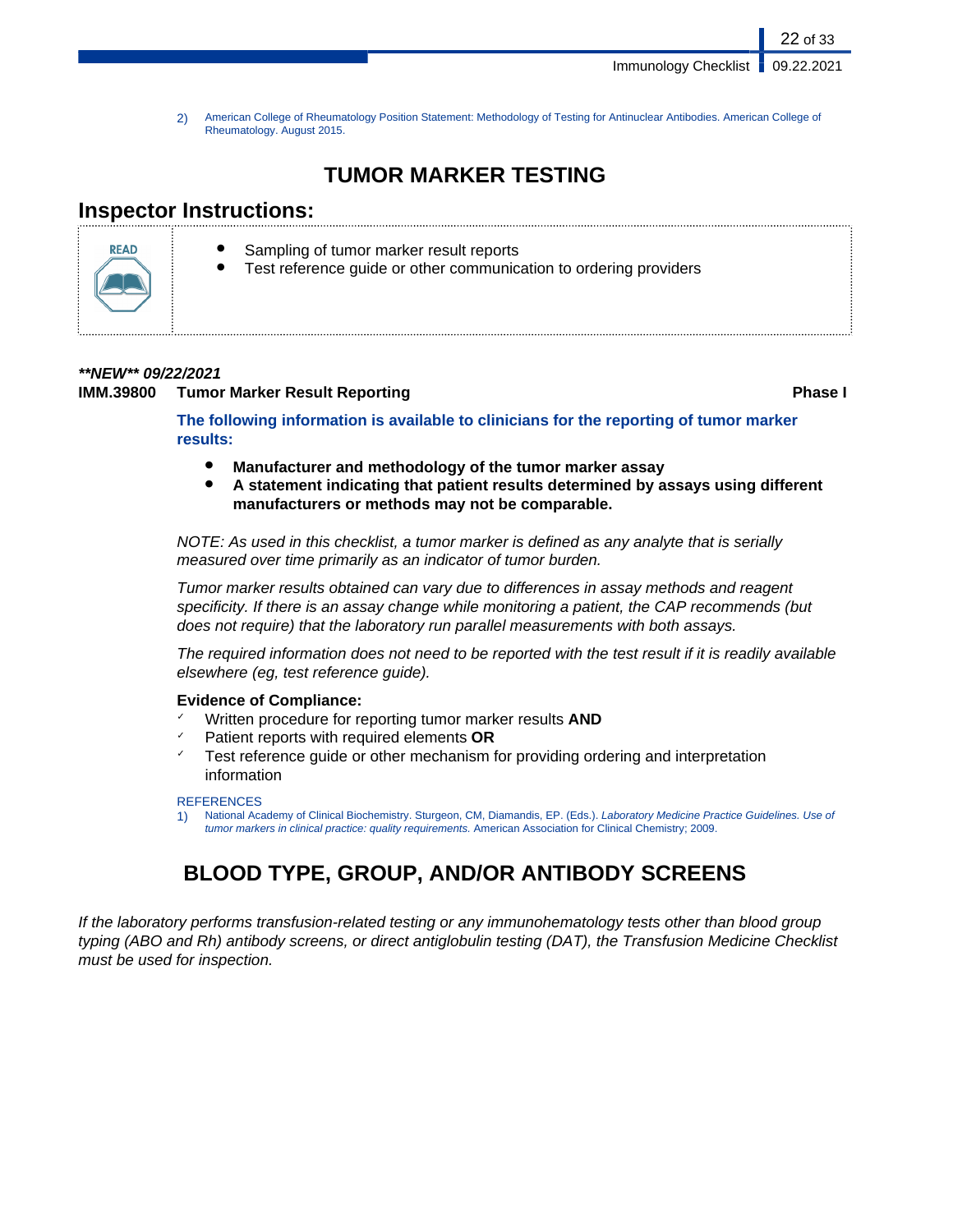2) American College of Rheumatology Position Statement: Methodology of Testing for Antinuclear Antibodies. American College of Rheumatology. August 2015.

# TUMOR MARKER TESTING

## Inspector Instructions:

READ

- Sampling of tumor marker result reports
- Test reference guide or other communication to ordering providers

***NEW** 09/22/2021*

**IMM.39800 Tumor Marker Result Reporting** **Phase I**

**The following information is available to clinicians for the reporting of tumor marker results:**

- **Manufacturer and methodology of the tumor marker assay**
- **A statement indicating that patient results determined by assays using different manufacturers or methods may not be comparable.**

*NOTE: As used in this checklist, a tumor marker is defined as any analyte that is serially measured over time primarily as an indicator of tumor burden.*

*Tumor marker results obtained can vary due to differences in assay methods and reagent specificity. If there is an assay change while monitoring a patient, the CAP recommends (but does not require) that the laboratory run parallel measurements with both assays.*

*The required information does not need to be reported with the test result if it is readily available elsewhere (eg, test reference guide).*

**Evidence of Compliance:**

- ✓ Written procedure for reporting tumor marker results **AND**
- ✓ Patient reports with required elements **OR**
- ✓ Test reference guide or other mechanism for providing ordering and interpretation information

REFERENCES

1) National Academy of Clinical Biochemistry. Sturgeon, CM, Diamandis, EP. (Eds.). *Laboratory Medicine Practice Guidelines. Use of tumor markers in clinical practice: quality requirements.* American Association for Clinical Chemistry; 2009.

# BLOOD TYPE, GROUP, AND/OR ANTIBODY SCREENS

*If the laboratory performs transfusion-related testing or any immunohematology tests other than blood group typing (ABO and Rh) antibody screens, or direct antiglobulin testing (DAT), the Transfusion Medicine Checklist must be used for inspection.*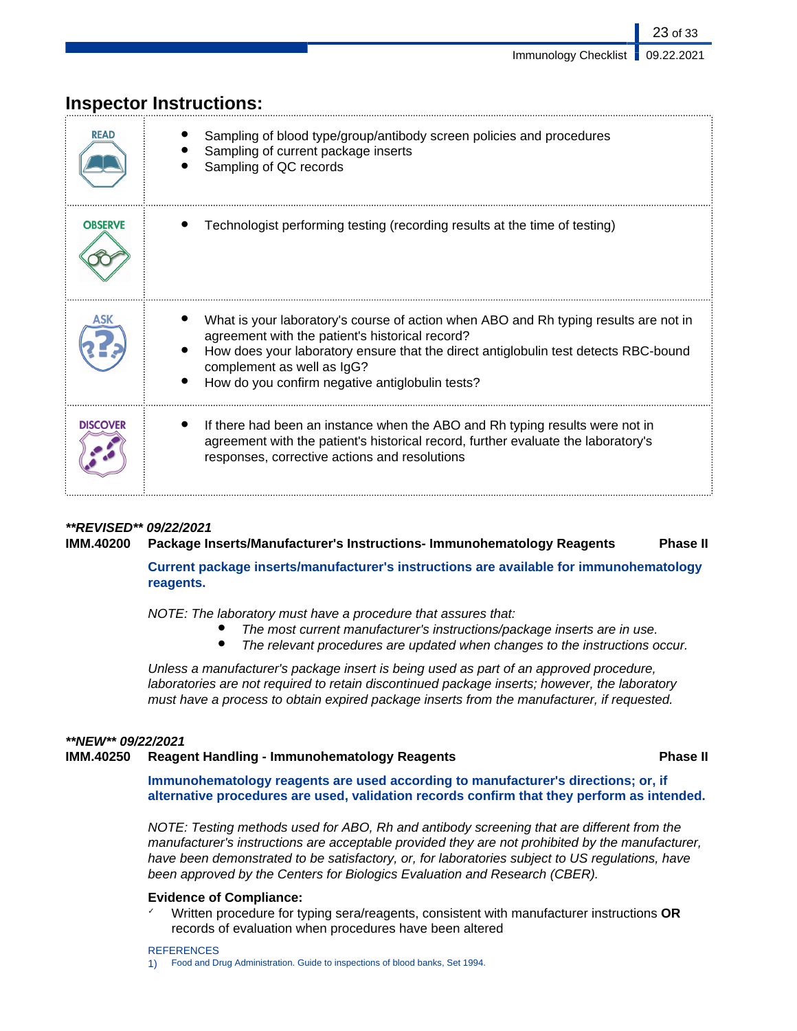## Inspector Instructions:

| | |
|---|---|
| READ | • Sampling of blood type/group/antibody screen policies and procedures<br>• Sampling of current package inserts<br>• Sampling of QC records |
| OBSERVE | • Technologist performing testing (recording results at the time of testing) |
| ASK | • What is your laboratory's course of action when ABO and Rh typing results are not in agreement with the patient's historical record?<br>• How does your laboratory ensure that the direct antiglobulin test detects RBC-bound complement as well as IgG?<br>• How do you confirm negative antiglobulin tests? |
| DISCOVER | • If there had been an instance when the ABO and Rh typing results were not in agreement with the patient's historical record, further evaluate the laboratory's responses, corrective actions and resolutions |

***\*REVISED\*\* 09/22/2021***

**IMM.40200 Package Inserts/Manufacturer's Instructions- Immunohematology Reagents — Phase II**

**Current package inserts/manufacturer's instructions are available for immunohematology reagents.**

*NOTE: The laboratory must have a procedure that assures that:*

- *The most current manufacturer's instructions/package inserts are in use.*
- *The relevant procedures are updated when changes to the instructions occur.*

*Unless a manufacturer's package insert is being used as part of an approved procedure, laboratories are not required to retain discontinued package inserts; however, the laboratory must have a process to obtain expired package inserts from the manufacturer, if requested.*

***\*NEW\*\* 09/22/2021***

**IMM.40250 Reagent Handling - Immunohematology Reagents — Phase II**

**Immunohematology reagents are used according to manufacturer's directions; or, if alternative procedures are used, validation records confirm that they perform as intended.**

*NOTE: Testing methods used for ABO, Rh and antibody screening that are different from the manufacturer's instructions are acceptable provided they are not prohibited by the manufacturer, have been demonstrated to be satisfactory, or, for laboratories subject to US regulations, have been approved by the Centers for Biologics Evaluation and Research (CBER).*

**Evidence of Compliance:**

- ✓ Written procedure for typing sera/reagents, consistent with manufacturer instructions **OR** records of evaluation when procedures have been altered

REFERENCES

1) Food and Drug Administration. Guide to inspections of blood banks, Set 1994.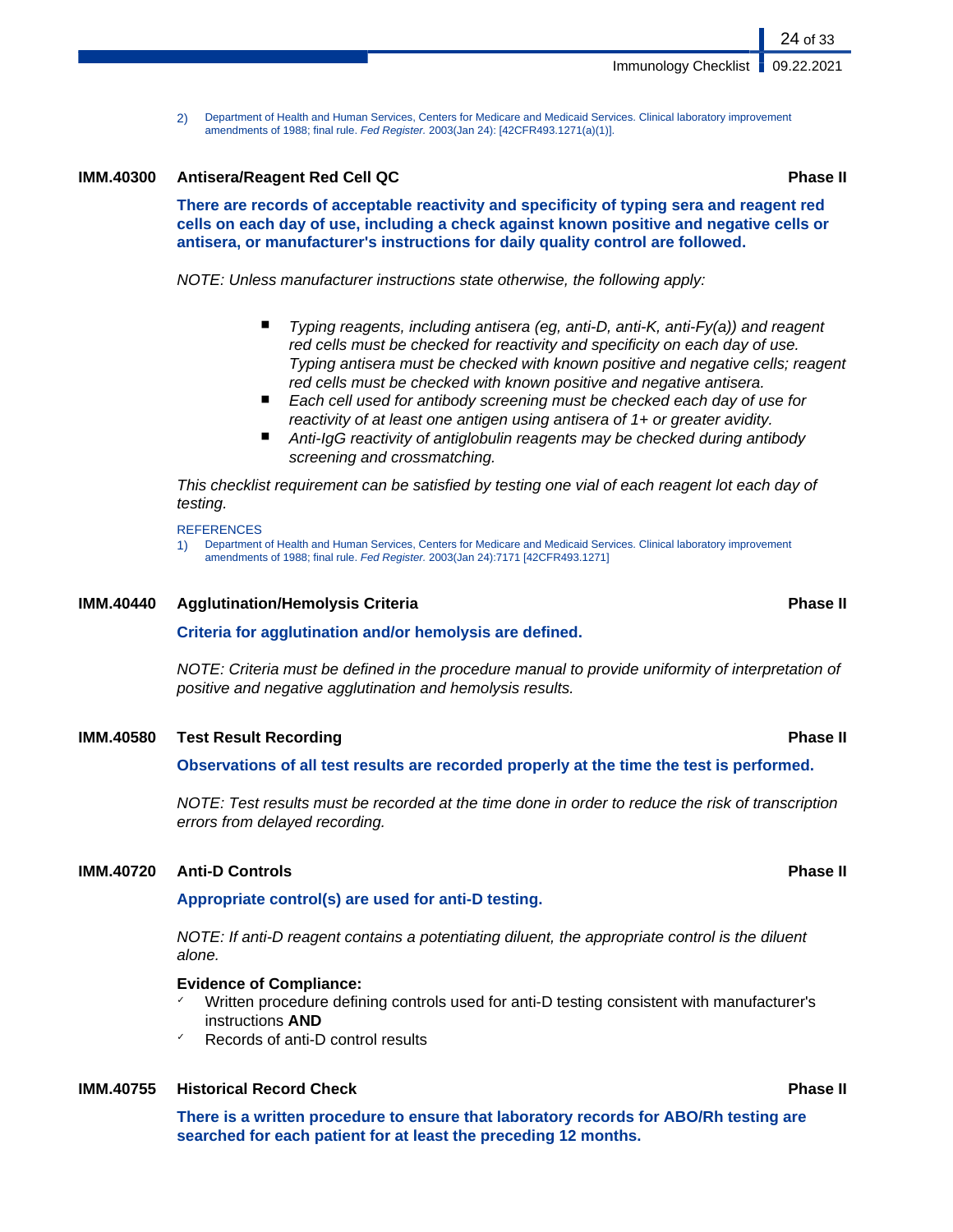2) Department of Health and Human Services, Centers for Medicare and Medicaid Services. Clinical laboratory improvement amendments of 1988; final rule. *Fed Register.* 2003(Jan 24): [42CFR493.1271(a)(1)].

### IMM.40300 Antisera/Reagent Red Cell QC — Phase II

**There are records of acceptable reactivity and specificity of typing sera and reagent red cells on each day of use, including a check against known positive and negative cells or antisera, or manufacturer's instructions for daily quality control are followed.**

*NOTE: Unless manufacturer instructions state otherwise, the following apply:*

- *Typing reagents, including antisera (eg, anti-D, anti-K, anti-Fy(a)) and reagent red cells must be checked for reactivity and specificity on each day of use. Typing antisera must be checked with known positive and negative cells; reagent red cells must be checked with known positive and negative antisera.*
- *Each cell used for antibody screening must be checked each day of use for reactivity of at least one antigen using antisera of 1+ or greater avidity.*
- *Anti-IgG reactivity of antiglobulin reagents may be checked during antibody screening and crossmatching.*

*This checklist requirement can be satisfied by testing one vial of each reagent lot each day of testing.*

REFERENCES

1) Department of Health and Human Services, Centers for Medicare and Medicaid Services. Clinical laboratory improvement amendments of 1988; final rule. *Fed Register.* 2003(Jan 24):7171 [42CFR493.1271]

### IMM.40440 Agglutination/Hemolysis Criteria — Phase II

**Criteria for agglutination and/or hemolysis are defined.**

*NOTE: Criteria must be defined in the procedure manual to provide uniformity of interpretation of positive and negative agglutination and hemolysis results.*

### IMM.40580 Test Result Recording — Phase II

**Observations of all test results are recorded properly at the time the test is performed.**

*NOTE: Test results must be recorded at the time done in order to reduce the risk of transcription errors from delayed recording.*

### IMM.40720 Anti-D Controls — Phase II

**Appropriate control(s) are used for anti-D testing.**

*NOTE: If anti-D reagent contains a potentiating diluent, the appropriate control is the diluent alone.*

**Evidence of Compliance:**

- ✓ Written procedure defining controls used for anti-D testing consistent with manufacturer's instructions **AND**
- ✓ Records of anti-D control results

### IMM.40755 Historical Record Check — Phase II

**There is a written procedure to ensure that laboratory records for ABO/Rh testing are searched for each patient for at least the preceding 12 months.**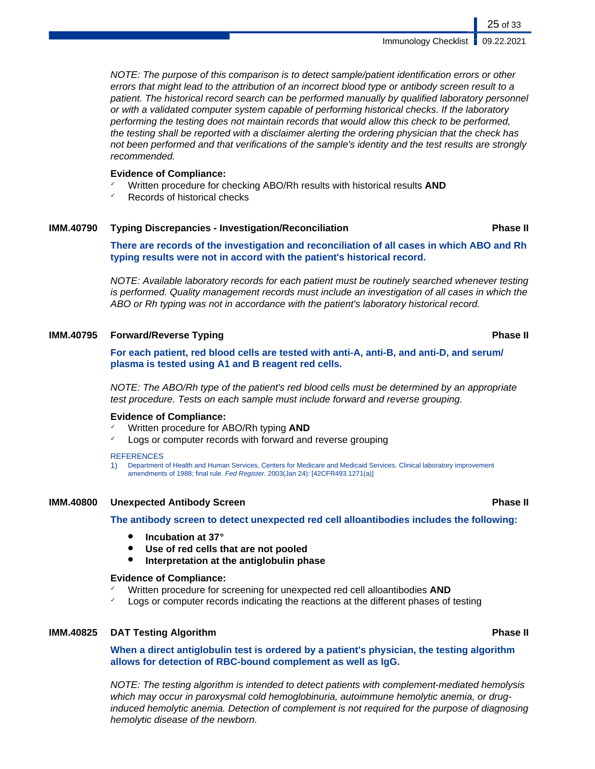*NOTE: The purpose of this comparison is to detect sample/patient identification errors or other errors that might lead to the attribution of an incorrect blood type or antibody screen result to a patient. The historical record search can be performed manually by qualified laboratory personnel or with a validated computer system capable of performing historical checks. If the laboratory performing the testing does not maintain records that would allow this check to be performed, the testing shall be reported with a disclaimer alerting the ordering physician that the check has not been performed and that verifications of the sample's identity and the test results are strongly recommended.*

**Evidence of Compliance:**

- ✓ Written procedure for checking ABO/Rh results with historical results **AND**
- ✓ Records of historical checks

### IMM.40790 Typing Discrepancies - Investigation/Reconciliation — Phase II

**There are records of the investigation and reconciliation of all cases in which ABO and Rh typing results were not in accord with the patient's historical record.**

*NOTE: Available laboratory records for each patient must be routinely searched whenever testing is performed. Quality management records must include an investigation of all cases in which the ABO or Rh typing was not in accordance with the patient's laboratory historical record.*

### IMM.40795 Forward/Reverse Typing — Phase II

**For each patient, red blood cells are tested with anti-A, anti-B, and anti-D, and serum/plasma is tested using A1 and B reagent red cells.**

*NOTE: The ABO/Rh type of the patient's red blood cells must be determined by an appropriate test procedure. Tests on each sample must include forward and reverse grouping.*

**Evidence of Compliance:**

- ✓ Written procedure for ABO/Rh typing **AND**
- ✓ Logs or computer records with forward and reverse grouping

REFERENCES

1) Department of Health and Human Services, Centers for Medicare and Medicaid Services. Clinical laboratory improvement amendments of 1988; final rule. *Fed Register.* 2003(Jan 24): [42CFR493.1271(a)]

### IMM.40800 Unexpected Antibody Screen — Phase II

**The antibody screen to detect unexpected red cell alloantibodies includes the following:**

- **Incubation at 37°**
- **Use of red cells that are not pooled**
- **Interpretation at the antiglobulin phase**

**Evidence of Compliance:**

- ✓ Written procedure for screening for unexpected red cell alloantibodies **AND**
- ✓ Logs or computer records indicating the reactions at the different phases of testing

### IMM.40825 DAT Testing Algorithm — Phase II

**When a direct antiglobulin test is ordered by a patient's physician, the testing algorithm allows for detection of RBC-bound complement as well as IgG.**

*NOTE: The testing algorithm is intended to detect patients with complement-mediated hemolysis which may occur in paroxysmal cold hemoglobinuria, autoimmune hemolytic anemia, or drug-induced hemolytic anemia. Detection of complement is not required for the purpose of diagnosing hemolytic disease of the newborn.*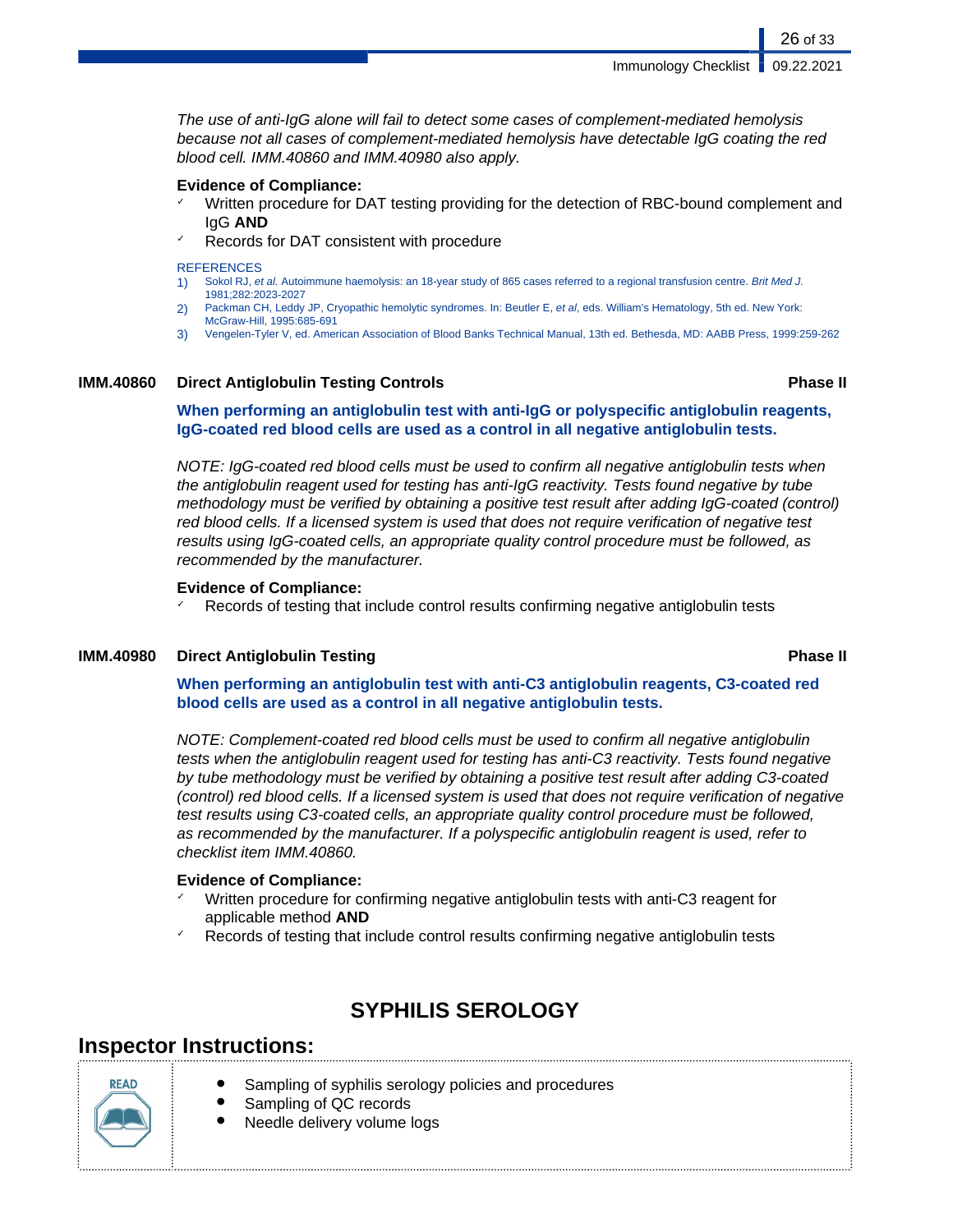*The use of anti-IgG alone will fail to detect some cases of complement-mediated hemolysis because not all cases of complement-mediated hemolysis have detectable IgG coating the red blood cell. IMM.40860 and IMM.40980 also apply.*

**Evidence of Compliance:**

- ✓ Written procedure for DAT testing providing for the detection of RBC-bound complement and IgG **AND**
- ✓ Records for DAT consistent with procedure

REFERENCES

1) Sokol RJ, *et al.* Autoimmune haemolysis: an 18-year study of 865 cases referred to a regional transfusion centre. *Brit Med J.* 1981;282:2023-2027
2) Packman CH, Leddy JP, Cryopathic hemolytic syndromes. In: Beutler E, *et al*, eds. William's Hematology, 5th ed. New York: McGraw-Hill, 1995:685-691
3) Vengelen-Tyler V, ed. American Association of Blood Banks Technical Manual, 13th ed. Bethesda, MD: AABB Press, 1999:259-262

### IMM.40860 Direct Antiglobulin Testing Controls — Phase II

**When performing an antiglobulin test with anti-IgG or polyspecific antiglobulin reagents, IgG-coated red blood cells are used as a control in all negative antiglobulin tests.**

*NOTE: IgG-coated red blood cells must be used to confirm all negative antiglobulin tests when the antiglobulin reagent used for testing has anti-IgG reactivity. Tests found negative by tube methodology must be verified by obtaining a positive test result after adding IgG-coated (control) red blood cells. If a licensed system is used that does not require verification of negative test results using IgG-coated cells, an appropriate quality control procedure must be followed, as recommended by the manufacturer.*

**Evidence of Compliance:**

- ✓ Records of testing that include control results confirming negative antiglobulin tests

### IMM.40980 Direct Antiglobulin Testing — Phase II

**When performing an antiglobulin test with anti-C3 antiglobulin reagents, C3-coated red blood cells are used as a control in all negative antiglobulin tests.**

*NOTE: Complement-coated red blood cells must be used to confirm all negative antiglobulin tests when the antiglobulin reagent used for testing has anti-C3 reactivity. Tests found negative by tube methodology must be verified by obtaining a positive test result after adding C3-coated (control) red blood cells. If a licensed system is used that does not require verification of negative test results using C3-coated cells, an appropriate quality control procedure must be followed, as recommended by the manufacturer. If a polyspecific antiglobulin reagent is used, refer to checklist item IMM.40860.*

**Evidence of Compliance:**

- ✓ Written procedure for confirming negative antiglobulin tests with anti-C3 reagent for applicable method **AND**
- ✓ Records of testing that include control results confirming negative antiglobulin tests

# SYPHILIS SEROLOGY

## Inspector Instructions:

**READ**

- Sampling of syphilis serology policies and procedures
- Sampling of QC records
- Needle delivery volume logs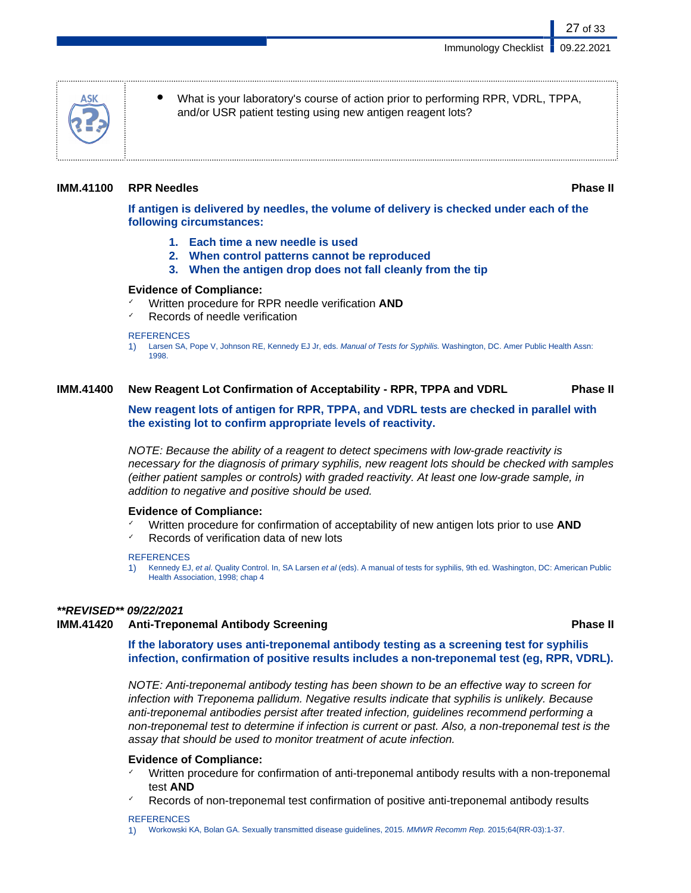- What is your laboratory's course of action prior to performing RPR, VDRL, TPPA, and/or USR patient testing using new antigen reagent lots?

**IMM.41100 RPR Needles** **Phase II**

**If antigen is delivered by needles, the volume of delivery is checked under each of the following circumstances:**

1. **Each time a new needle is used**
2. **When control patterns cannot be reproduced**
3. **When the antigen drop does not fall cleanly from the tip**

**Evidence of Compliance:**

- ✓ Written procedure for RPR needle verification **AND**
- ✓ Records of needle verification

REFERENCES

1) Larsen SA, Pope V, Johnson RE, Kennedy EJ Jr, eds. *Manual of Tests for Syphilis.* Washington, DC. Amer Public Health Assn: 1998.

**IMM.41400 New Reagent Lot Confirmation of Acceptability - RPR, TPPA and VDRL** **Phase II**

**New reagent lots of antigen for RPR, TPPA, and VDRL tests are checked in parallel with the existing lot to confirm appropriate levels of reactivity.**

*NOTE: Because the ability of a reagent to detect specimens with low-grade reactivity is necessary for the diagnosis of primary syphilis, new reagent lots should be checked with samples (either patient samples or controls) with graded reactivity. At least one low-grade sample, in addition to negative and positive should be used.*

**Evidence of Compliance:**

- ✓ Written procedure for confirmation of acceptability of new antigen lots prior to use **AND**
- ✓ Records of verification data of new lots

REFERENCES

1) Kennedy EJ, *et al.* Quality Control. In, SA Larsen *et al* (eds). A manual of tests for syphilis, 9th ed. Washington, DC: American Public Health Association, 1998; chap 4

***\*\*REVISED\*\* 09/22/2021***

**IMM.41420 Anti-Treponemal Antibody Screening** **Phase II**

**If the laboratory uses anti-treponemal antibody testing as a screening test for syphilis infection, confirmation of positive results includes a non-treponemal test (eg, RPR, VDRL).**

*NOTE: Anti-treponemal antibody testing has been shown to be an effective way to screen for infection with Treponema pallidum. Negative results indicate that syphilis is unlikely. Because anti-treponemal antibodies persist after treated infection, guidelines recommend performing a non-treponemal test to determine if infection is current or past. Also, a non-treponemal test is the assay that should be used to monitor treatment of acute infection.*

**Evidence of Compliance:**

- ✓ Written procedure for confirmation of anti-treponemal antibody results with a non-treponemal test **AND**
- ✓ Records of non-treponemal test confirmation of positive anti-treponemal antibody results

REFERENCES

1) Workowski KA, Bolan GA. Sexually transmitted disease guidelines, 2015. *MMWR Recomm Rep.* 2015;64(RR-03):1-37.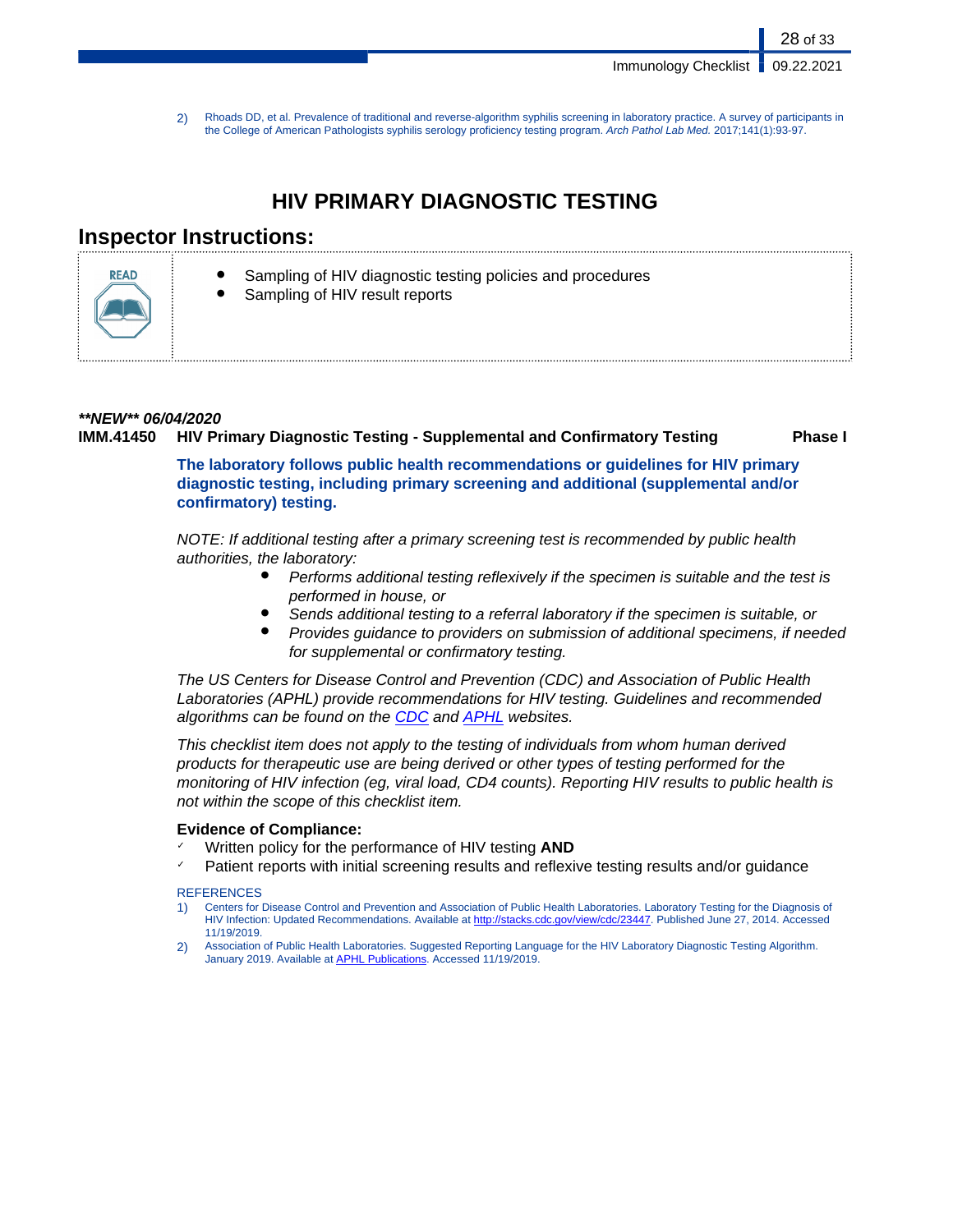2) Rhoads DD, et al. Prevalence of traditional and reverse-algorithm syphilis screening in laboratory practice. A survey of participants in the College of American Pathologists syphilis serology proficiency testing program. *Arch Pathol Lab Med.* 2017;141(1):93-97.

# HIV PRIMARY DIAGNOSTIC TESTING

## Inspector Instructions:

READ

- Sampling of HIV diagnostic testing policies and procedures
- Sampling of HIV result reports

***\*\*NEW\*\* 06/04/2020***

**IMM.41450 HIV Primary Diagnostic Testing - Supplemental and Confirmatory Testing Phase I**

**The laboratory follows public health recommendations or guidelines for HIV primary diagnostic testing, including primary screening and additional (supplemental and/or confirmatory) testing.**

*NOTE: If additional testing after a primary screening test is recommended by public health authorities, the laboratory:*

- *Performs additional testing reflexively if the specimen is suitable and the test is performed in house, or*
- *Sends additional testing to a referral laboratory if the specimen is suitable, or*
- *Provides guidance to providers on submission of additional specimens, if needed for supplemental or confirmatory testing.*

*The US Centers for Disease Control and Prevention (CDC) and Association of Public Health Laboratories (APHL) provide recommendations for HIV testing. Guidelines and recommended algorithms can be found on the CDC and APHL websites.*

*This checklist item does not apply to the testing of individuals from whom human derived products for therapeutic use are being derived or other types of testing performed for the monitoring of HIV infection (eg, viral load, CD4 counts). Reporting HIV results to public health is not within the scope of this checklist item.*

**Evidence of Compliance:**

- ✓ Written policy for the performance of HIV testing **AND**
- ✓ Patient reports with initial screening results and reflexive testing results and/or guidance

REFERENCES

1) Centers for Disease Control and Prevention and Association of Public Health Laboratories. Laboratory Testing for the Diagnosis of HIV Infection: Updated Recommendations. Available at http://stacks.cdc.gov/view/cdc/23447. Published June 27, 2014. Accessed 11/19/2019.
2) Association of Public Health Laboratories. Suggested Reporting Language for the HIV Laboratory Diagnostic Testing Algorithm. January 2019. Available at APHL Publications. Accessed 11/19/2019.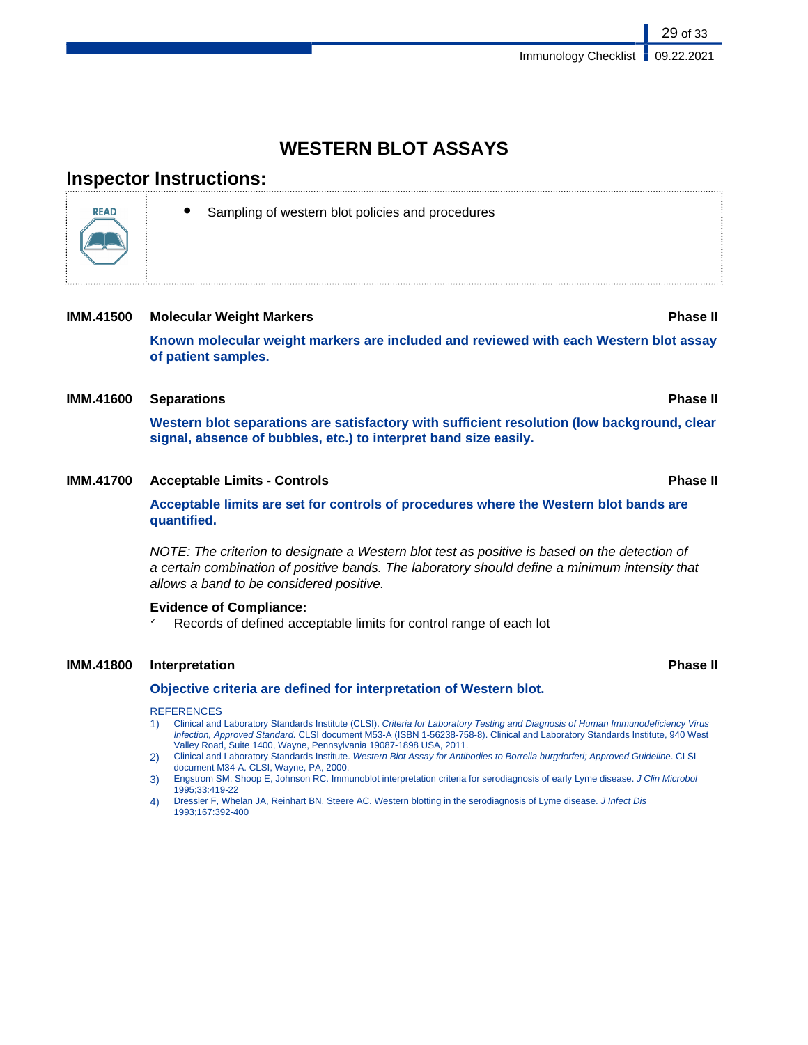# WESTERN BLOT ASSAYS

## Inspector Instructions:

READ

- Sampling of western blot policies and procedures

**IMM.41500 Molecular Weight Markers** **Phase II**

**Known molecular weight markers are included and reviewed with each Western blot assay of patient samples.**

**IMM.41600 Separations** **Phase II**

**Western blot separations are satisfactory with sufficient resolution (low background, clear signal, absence of bubbles, etc.) to interpret band size easily.**

**IMM.41700 Acceptable Limits - Controls** **Phase II**

**Acceptable limits are set for controls of procedures where the Western blot bands are quantified.**

*NOTE: The criterion to designate a Western blot test as positive is based on the detection of a certain combination of positive bands. The laboratory should define a minimum intensity that allows a band to be considered positive.*

**Evidence of Compliance:**

✓ Records of defined acceptable limits for control range of each lot

**IMM.41800 Interpretation** **Phase II**

**Objective criteria are defined for interpretation of Western blot.**

REFERENCES

1) Clinical and Laboratory Standards Institute (CLSI). *Criteria for Laboratory Testing and Diagnosis of Human Immunodeficiency Virus Infection, Approved Standard.* CLSI document M53-A (ISBN 1-56238-758-8). Clinical and Laboratory Standards Institute, 940 West Valley Road, Suite 1400, Wayne, Pennsylvania 19087-1898 USA, 2011.
2) Clinical and Laboratory Standards Institute. *Western Blot Assay for Antibodies to Borrelia burgdorferi; Approved Guideline*. CLSI document M34-A. CLSI, Wayne, PA, 2000.
3) Engstrom SM, Shoop E, Johnson RC. Immunoblot interpretation criteria for serodiagnosis of early Lyme disease. *J Clin Microbol* 1995;33:419-22
4) Dressler F, Whelan JA, Reinhart BN, Steere AC. Western blotting in the serodiagnosis of Lyme disease. *J Infect Dis* 1993;167:392-400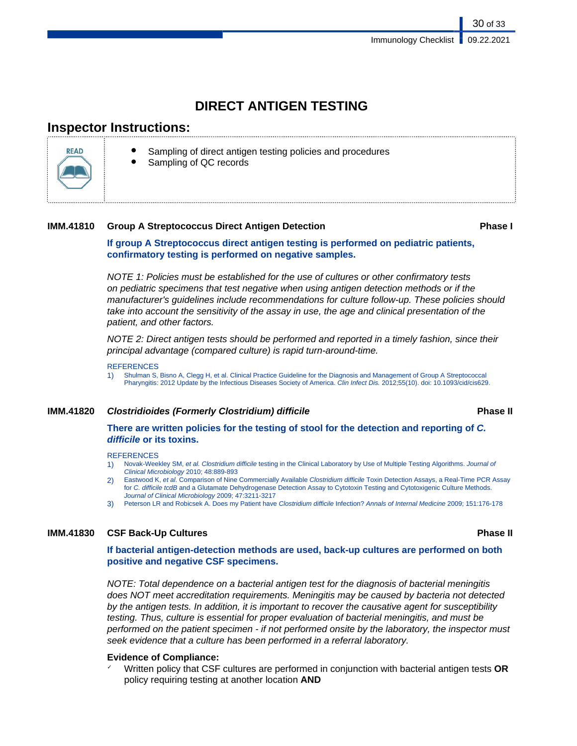# DIRECT ANTIGEN TESTING

## Inspector Instructions:

READ

- Sampling of direct antigen testing policies and procedures
- Sampling of QC records

**IMM.41810 Group A Streptococcus Direct Antigen Detection** **Phase I**

**If group A Streptococcus direct antigen testing is performed on pediatric patients, confirmatory testing is performed on negative samples.**

*NOTE 1: Policies must be established for the use of cultures or other confirmatory tests on pediatric specimens that test negative when using antigen detection methods or if the manufacturer's guidelines include recommendations for culture follow-up. These policies should take into account the sensitivity of the assay in use, the age and clinical presentation of the patient, and other factors.*

*NOTE 2: Direct antigen tests should be performed and reported in a timely fashion, since their principal advantage (compared culture) is rapid turn-around-time.*

REFERENCES

1) Shulman S, Bisno A, Clegg H, et al. Clinical Practice Guideline for the Diagnosis and Management of Group A Streptococcal Pharyngitis: 2012 Update by the Infectious Diseases Society of America. *Clin Infect Dis.* 2012;55(10). doi: 10.1093/cid/cis629.

**IMM.41820 *Clostridioides (Formerly Clostridium) difficile*** **Phase II**

**There are written policies for the testing of stool for the detection and reporting of *C. difficile* or its toxins.**

REFERENCES

1) Novak-Weekley SM, *et al. Clostridium difficile* testing in the Clinical Laboratory by Use of Multiple Testing Algorithms. *Journal of Clinical Microbiology* 2010; 48:889-893
2) Eastwood K, *et al.* Comparison of Nine Commercially Available *Clostridium difficile* Toxin Detection Assays, a Real-Time PCR Assay for *C. difficile tcdB* and a Glutamate Dehydrogenase Detection Assay to Cytotoxin Testing and Cytotoxigenic Culture Methods. *Journal of Clinical Microbiology* 2009; 47:3211-3217
3) Peterson LR and Robicsek A. Does my Patient have *Clostridium difficile* Infection? *Annals of Internal Medicine* 2009; 151:176-178

**IMM.41830 CSF Back-Up Cultures** **Phase II**

**If bacterial antigen-detection methods are used, back-up cultures are performed on both positive and negative CSF specimens.**

*NOTE: Total dependence on a bacterial antigen test for the diagnosis of bacterial meningitis does NOT meet accreditation requirements. Meningitis may be caused by bacteria not detected by the antigen tests. In addition, it is important to recover the causative agent for susceptibility testing. Thus, culture is essential for proper evaluation of bacterial meningitis, and must be performed on the patient specimen - if not performed onsite by the laboratory, the inspector must seek evidence that a culture has been performed in a referral laboratory.*

**Evidence of Compliance:**

- ✓ Written policy that CSF cultures are performed in conjunction with bacterial antigen tests **OR** policy requiring testing at another location **AND**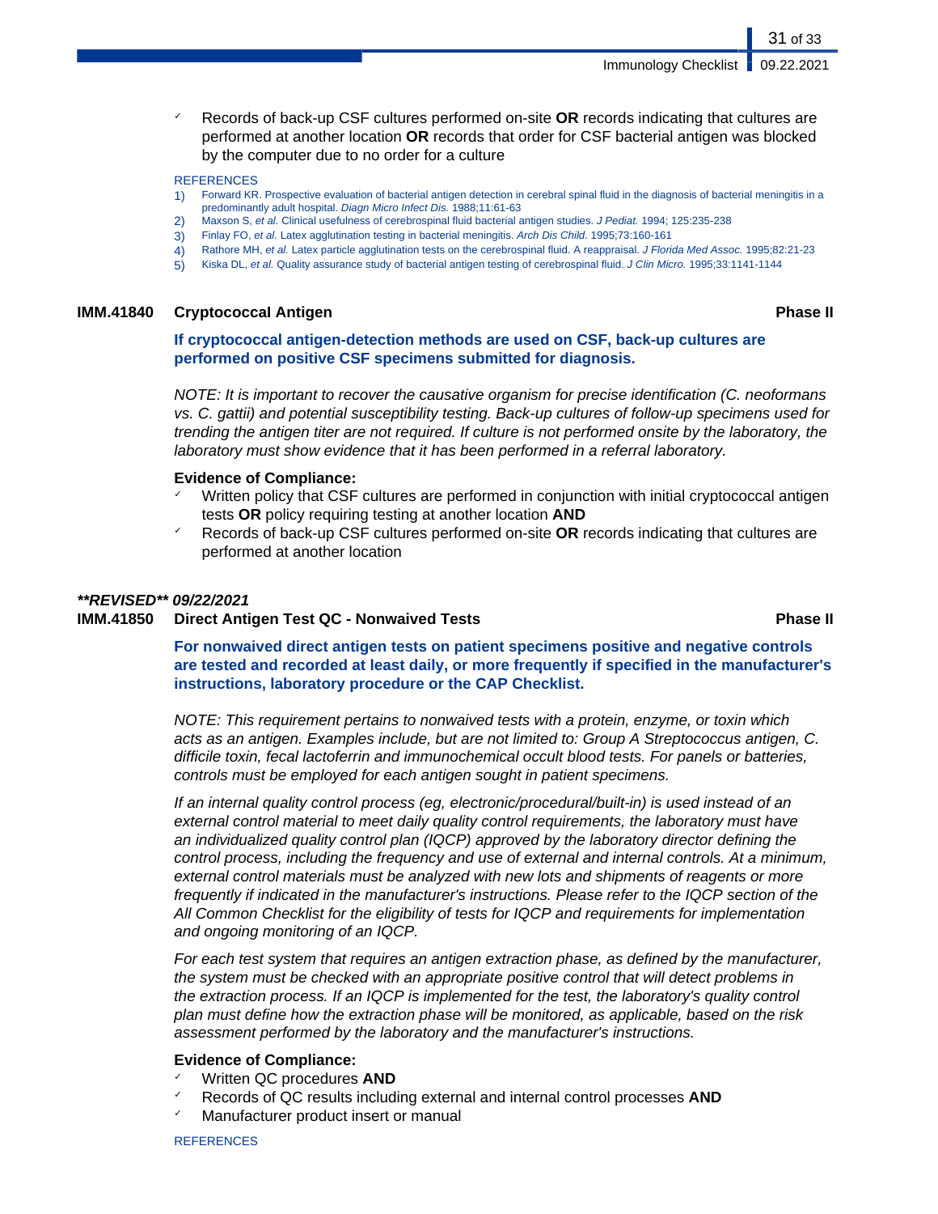- Records of back-up CSF cultures performed on-site **OR** records indicating that cultures are performed at another location **OR** records that order for CSF bacterial antigen was blocked by the computer due to no order for a culture

REFERENCES

1) Forward KR. Prospective evaluation of bacterial antigen detection in cerebral spinal fluid in the diagnosis of bacterial meningitis in a predominantly adult hospital. *Diagn Micro Infect Dis.* 1988;11:61-63
2) Maxson S, *et al.* Clinical usefulness of cerebrospinal fluid bacterial antigen studies. *J Pediat.* 1994; 125:235-238
3) Finlay FO, *et al.* Latex agglutination testing in bacterial meningitis. *Arch Dis Child.* 1995;73:160-161
4) Rathore MH, *et al.* Latex particle agglutination tests on the cerebrospinal fluid. A reappraisal. *J Florida Med Assoc.* 1995;82:21-23
5) Kiska DL, *et al.* Quality assurance study of bacterial antigen testing of cerebrospinal fluid. *J Clin Micro.* 1995;33:1141-1144

### IMM.41840 Cryptococcal Antigen — Phase II

**If cryptococcal antigen-detection methods are used on CSF, back-up cultures are performed on positive CSF specimens submitted for diagnosis.**

*NOTE: It is important to recover the causative organism for precise identification (C. neoformans vs. C. gattii) and potential susceptibility testing. Back-up cultures of follow-up specimens used for trending the antigen titer are not required. If culture is not performed onsite by the laboratory, the laboratory must show evidence that it has been performed in a referral laboratory.*

**Evidence of Compliance:**

- Written policy that CSF cultures are performed in conjunction with initial cryptococcal antigen tests **OR** policy requiring testing at another location **AND**
- Records of back-up CSF cultures performed on-site **OR** records indicating that cultures are performed at another location

***\*\*REVISED\*\* 09/22/2021***

### IMM.41850 Direct Antigen Test QC - Nonwaived Tests — Phase II

**For nonwaived direct antigen tests on patient specimens positive and negative controls are tested and recorded at least daily, or more frequently if specified in the manufacturer's instructions, laboratory procedure or the CAP Checklist.**

*NOTE: This requirement pertains to nonwaived tests with a protein, enzyme, or toxin which acts as an antigen. Examples include, but are not limited to: Group A Streptococcus antigen, C. difficile toxin, fecal lactoferrin and immunochemical occult blood tests. For panels or batteries, controls must be employed for each antigen sought in patient specimens.*

*If an internal quality control process (eg, electronic/procedural/built-in) is used instead of an external control material to meet daily quality control requirements, the laboratory must have an individualized quality control plan (IQCP) approved by the laboratory director defining the control process, including the frequency and use of external and internal controls. At a minimum, external control materials must be analyzed with new lots and shipments of reagents or more frequently if indicated in the manufacturer's instructions. Please refer to the IQCP section of the All Common Checklist for the eligibility of tests for IQCP and requirements for implementation and ongoing monitoring of an IQCP.*

*For each test system that requires an antigen extraction phase, as defined by the manufacturer, the system must be checked with an appropriate positive control that will detect problems in the extraction process. If an IQCP is implemented for the test, the laboratory's quality control plan must define how the extraction phase will be monitored, as applicable, based on the risk assessment performed by the laboratory and the manufacturer's instructions.*

**Evidence of Compliance:**

- Written QC procedures **AND**
- Records of QC results including external and internal control processes **AND**
- Manufacturer product insert or manual

REFERENCES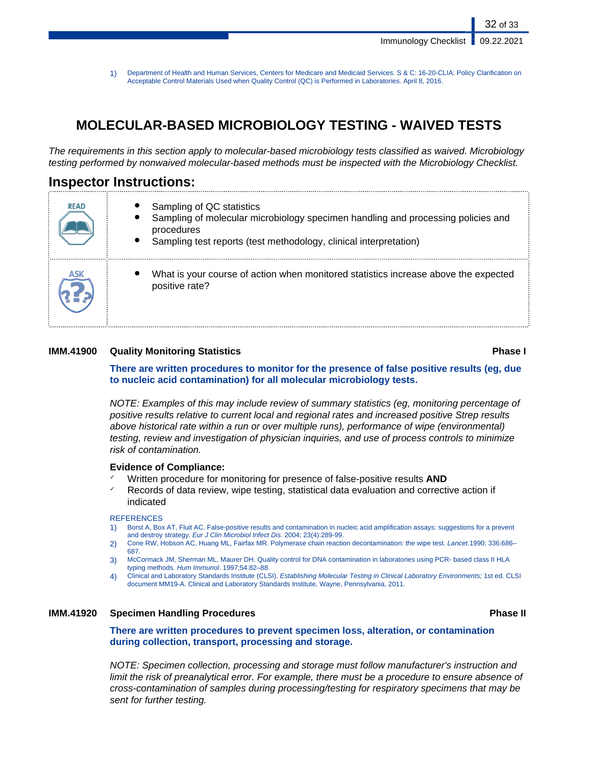1) Department of Health and Human Services, Centers for Medicare and Medicaid Services. S & C: 16-20-CLIA: Policy Clarification on Acceptable Control Materials Used when Quality Control (QC) is Performed in Laboratories. April 8, 2016.

# MOLECULAR-BASED MICROBIOLOGY TESTING - WAIVED TESTS

*The requirements in this section apply to molecular-based microbiology tests classified as waived. Microbiology testing performed by nonwaived molecular-based methods must be inspected with the Microbiology Checklist.*

## Inspector Instructions:

| | |
|---|---|
| READ | • Sampling of QC statistics<br>• Sampling of molecular microbiology specimen handling and processing policies and procedures<br>• Sampling test reports (test methodology, clinical interpretation) |
| ASK | • What is your course of action when monitored statistics increase above the expected positive rate? |

### IMM.41900 Quality Monitoring Statistics — Phase I

**There are written procedures to monitor for the presence of false positive results (eg, due to nucleic acid contamination) for all molecular microbiology tests.**

*NOTE: Examples of this may include review of summary statistics (eg, monitoring percentage of positive results relative to current local and regional rates and increased positive Strep results above historical rate within a run or over multiple runs), performance of wipe (environmental) testing, review and investigation of physician inquiries, and use of process controls to minimize risk of contamination.*

**Evidence of Compliance:**

- Written procedure for monitoring for presence of false-positive results **AND**
- Records of data review, wipe testing, statistical data evaluation and corrective action if indicated

REFERENCES

1) Borst A, Box AT, Fluit AC. False-positive results and contamination in nucleic acid amplification assays: suggestions for a prevent and destroy strategy. *Eur J Clin Microbiol Infect Dis*. 2004; 23(4):289-99.
2) Cone RW, Hobson AC, Huang ML, Fairfax MR. Polymerase chain reaction decontamination: the wipe test. *Lancet*.1990; 336:686–687.
3) McCormack JM, Sherman ML, Maurer DH. Quality control for DNA contamination in laboratories using PCR- based class II HLA typing methods. *Hum Immunol*. 1997;54:82–88.
4) Clinical and Laboratory Standards Institute (CLSI). *Establishing Molecular Testing in Clinical Laboratory Environments;* 1st ed. CLSI document MM19-A. Clinical and Laboratory Standards Institute, Wayne, Pennsylvania, 2011.

### IMM.41920 Specimen Handling Procedures — Phase II

**There are written procedures to prevent specimen loss, alteration, or contamination during collection, transport, processing and storage.**

*NOTE: Specimen collection, processing and storage must follow manufacturer's instruction and limit the risk of preanalytical error. For example, there must be a procedure to ensure absence of cross-contamination of samples during processing/testing for respiratory specimens that may be sent for further testing.*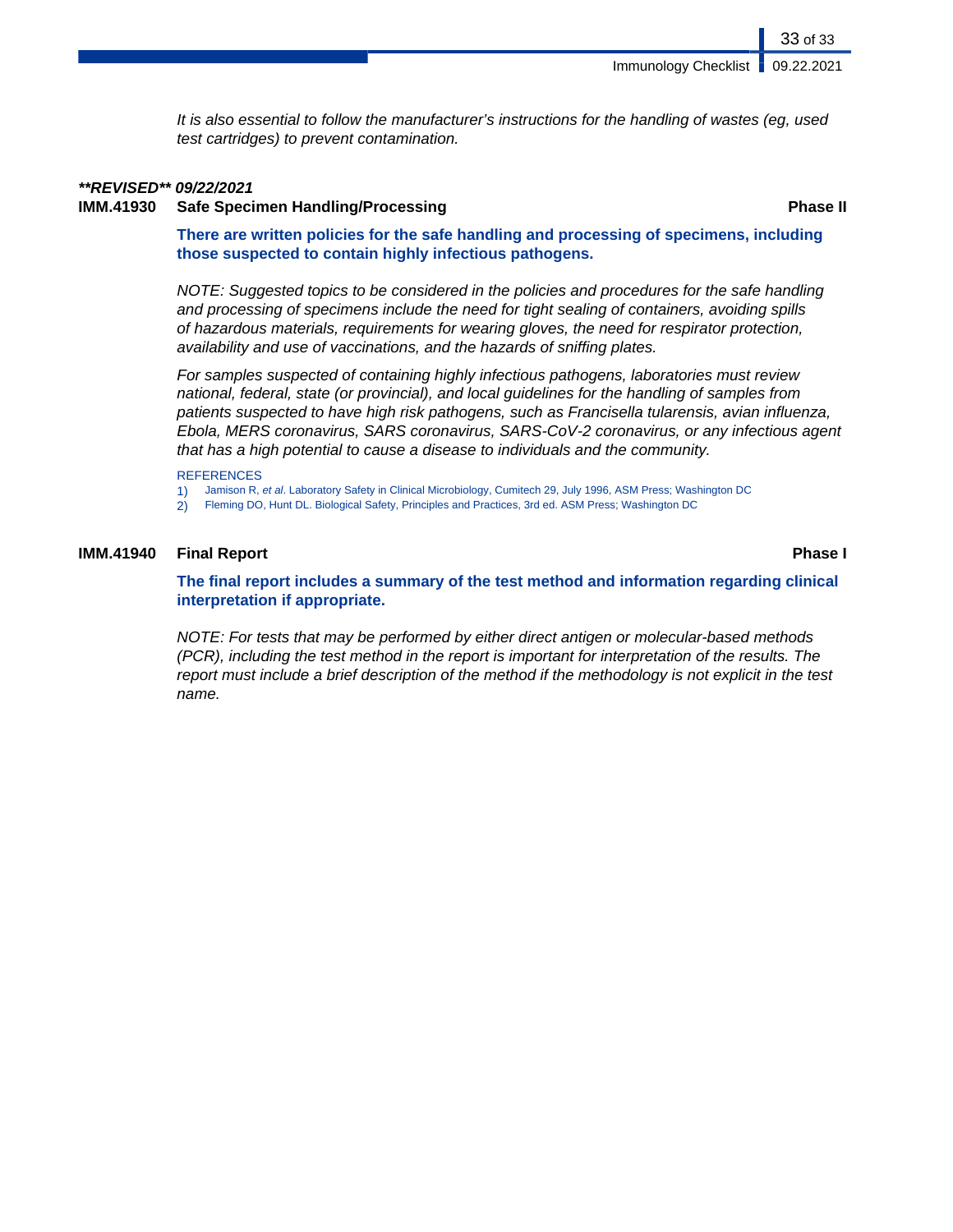*It is also essential to follow the manufacturer's instructions for the handling of wastes (eg, used test cartridges) to prevent contamination.*

***\*\*REVISED\*\* 09/22/2021***

**IMM.41930 Safe Specimen Handling/Processing — Phase II**

**There are written policies for the safe handling and processing of specimens, including those suspected to contain highly infectious pathogens.**

*NOTE: Suggested topics to be considered in the policies and procedures for the safe handling and processing of specimens include the need for tight sealing of containers, avoiding spills of hazardous materials, requirements for wearing gloves, the need for respirator protection, availability and use of vaccinations, and the hazards of sniffing plates.*

*For samples suspected of containing highly infectious pathogens, laboratories must review national, federal, state (or provincial), and local guidelines for the handling of samples from patients suspected to have high risk pathogens, such as Francisella tularensis, avian influenza, Ebola, MERS coronavirus, SARS coronavirus, SARS-CoV-2 coronavirus, or any infectious agent that has a high potential to cause a disease to individuals and the community.*

REFERENCES

1) Jamison R, *et al*. Laboratory Safety in Clinical Microbiology, Cumitech 29, July 1996, ASM Press; Washington DC
2) Fleming DO, Hunt DL. Biological Safety, Principles and Practices, 3rd ed. ASM Press; Washington DC

**IMM.41940 Final Report — Phase I**

**The final report includes a summary of the test method and information regarding clinical interpretation if appropriate.**

*NOTE: For tests that may be performed by either direct antigen or molecular-based methods (PCR), including the test method in the report is important for interpretation of the results. The report must include a brief description of the method if the methodology is not explicit in the test name.*